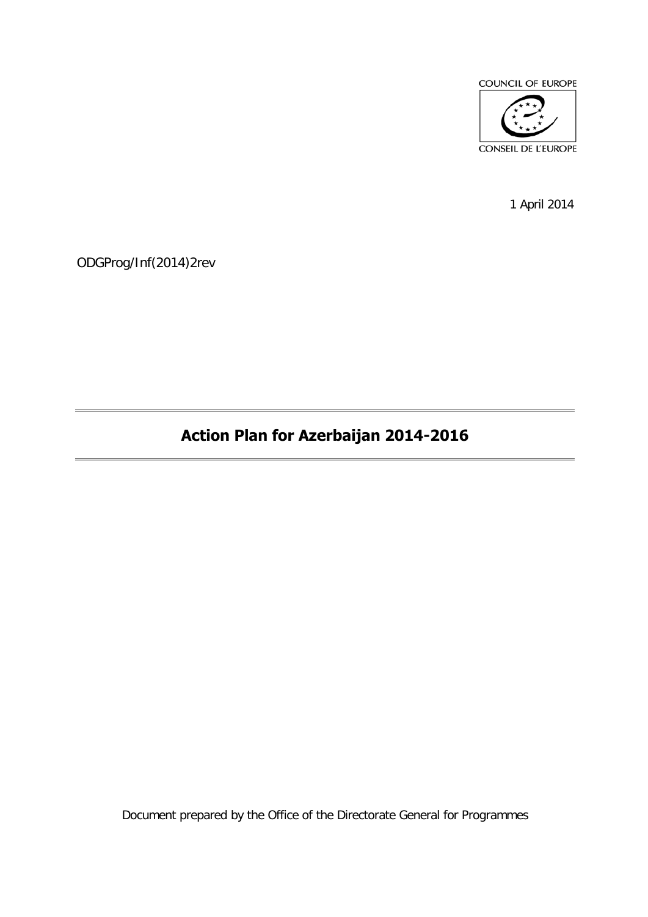COUNCIL OF EUROPE

CONSEIL DE L'EUROPE

1 April 2014

ODGProg/Inf(2014)2rev

# Action Plan for Azerbaijan 2014-2016

Document prepared by the Office of the Directorate General for Programmes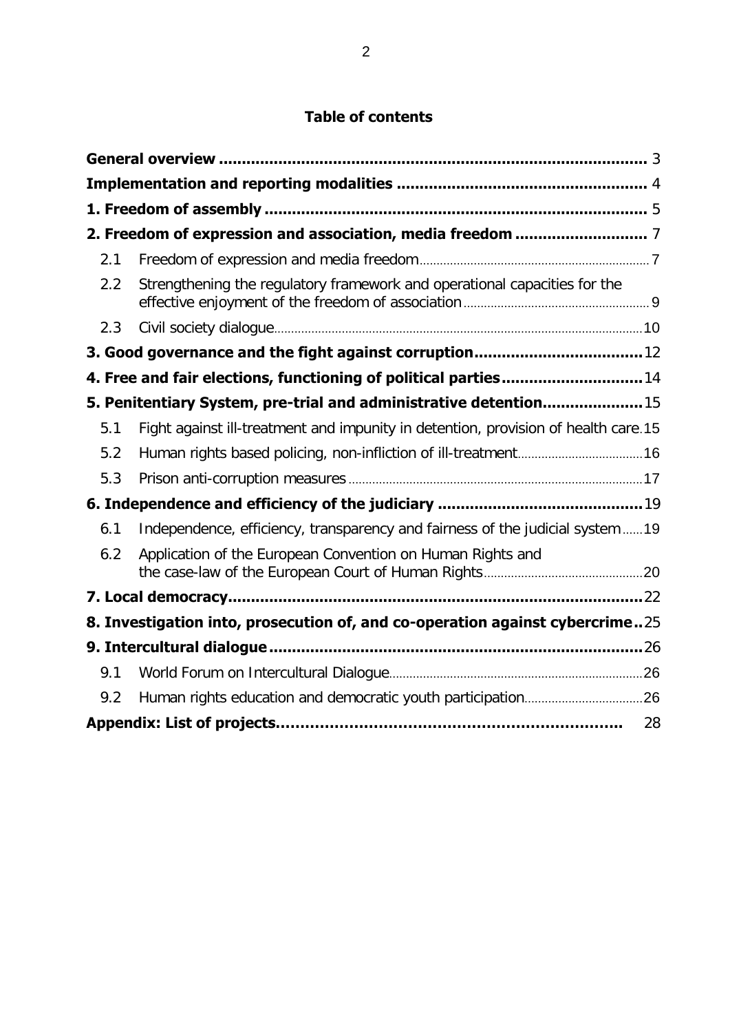## Table of contents

| | | |
|---|---|---|
| **General overview** | | 3 |
| **Implementation and reporting modalities** | | 4 |
| **1. Freedom of assembly** | | 5 |
| **2. Freedom of expression and association, media freedom** | | 7 |
| 2.1 | Freedom of expression and media freedom | 7 |
| 2.2 | Strengthening the regulatory framework and operational capacities for the effective enjoyment of the freedom of association | 9 |
| 2.3 | Civil society dialogue | 10 |
| **3. Good governance and the fight against corruption** | | 12 |
| **4. Free and fair elections, functioning of political parties** | | 14 |
| **5. Penitentiary System, pre-trial and administrative detention** | | 15 |
| 5.1 | Fight against ill-treatment and impunity in detention, provision of health care | 15 |
| 5.2 | Human rights based policing, non-infliction of ill-treatment | 16 |
| 5.3 | Prison anti-corruption measures | 17 |
| **6. Independence and efficiency of the judiciary** | | 19 |
| 6.1 | Independence, efficiency, transparency and fairness of the judicial system | 19 |
| 6.2 | Application of the European Convention on Human Rights and the case-law of the European Court of Human Rights | 20 |
| **7. Local democracy** | | 22 |
| **8. Investigation into, prosecution of, and co-operation against cybercrime** | | 25 |
| **9. Intercultural dialogue** | | 26 |
| 9.1 | World Forum on Intercultural Dialogue | 26 |
| 9.2 | Human rights education and democratic youth participation | 26 |
| **Appendix: List of projects** | | 28 |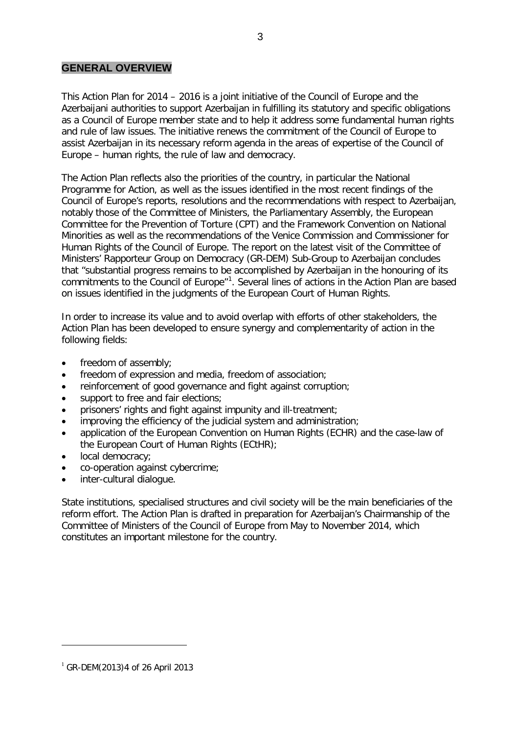## GENERAL OVERVIEW

This Action Plan for 2014 – 2016 is a joint initiative of the Council of Europe and the Azerbaijani authorities to support Azerbaijan in fulfilling its statutory and specific obligations as a Council of Europe member state and to help it address some fundamental human rights and rule of law issues. The initiative renews the commitment of the Council of Europe to assist Azerbaijan in its necessary reform agenda in the areas of expertise of the Council of Europe – human rights, the rule of law and democracy.

The Action Plan reflects also the priorities of the country, in particular the National Programme for Action, as well as the issues identified in the most recent findings of the Council of Europe's reports, resolutions and the recommendations with respect to Azerbaijan, notably those of the Committee of Ministers, the Parliamentary Assembly, the European Committee for the Prevention of Torture (CPT) and the Framework Convention on National Minorities as well as the recommendations of the Venice Commission and Commissioner for Human Rights of the Council of Europe. The report on the latest visit of the Committee of Ministers' Rapporteur Group on Democracy (GR-DEM) Sub-Group to Azerbaijan concludes that "substantial progress remains to be accomplished by Azerbaijan in the honouring of its commitments to the Council of Europe"[1]. Several lines of actions in the Action Plan are based on issues identified in the judgments of the European Court of Human Rights.

In order to increase its value and to avoid overlap with efforts of other stakeholders, the Action Plan has been developed to ensure synergy and complementarity of action in the following fields:

- freedom of assembly;
- freedom of expression and media, freedom of association;
- reinforcement of good governance and fight against corruption;
- support to free and fair elections;
- prisoners' rights and fight against impunity and ill-treatment;
- improving the efficiency of the judicial system and administration;
- application of the European Convention on Human Rights (ECHR) and the case-law of the European Court of Human Rights (ECtHR);
- local democracy;
- co-operation against cybercrime;
- inter-cultural dialogue.

State institutions, specialised structures and civil society will be the main beneficiaries of the reform effort. The Action Plan is drafted in preparation for Azerbaijan's Chairmanship of the Committee of Ministers of the Council of Europe from May to November 2014, which constitutes an important milestone for the country.

[1] GR-DEM(2013)4 of 26 April 2013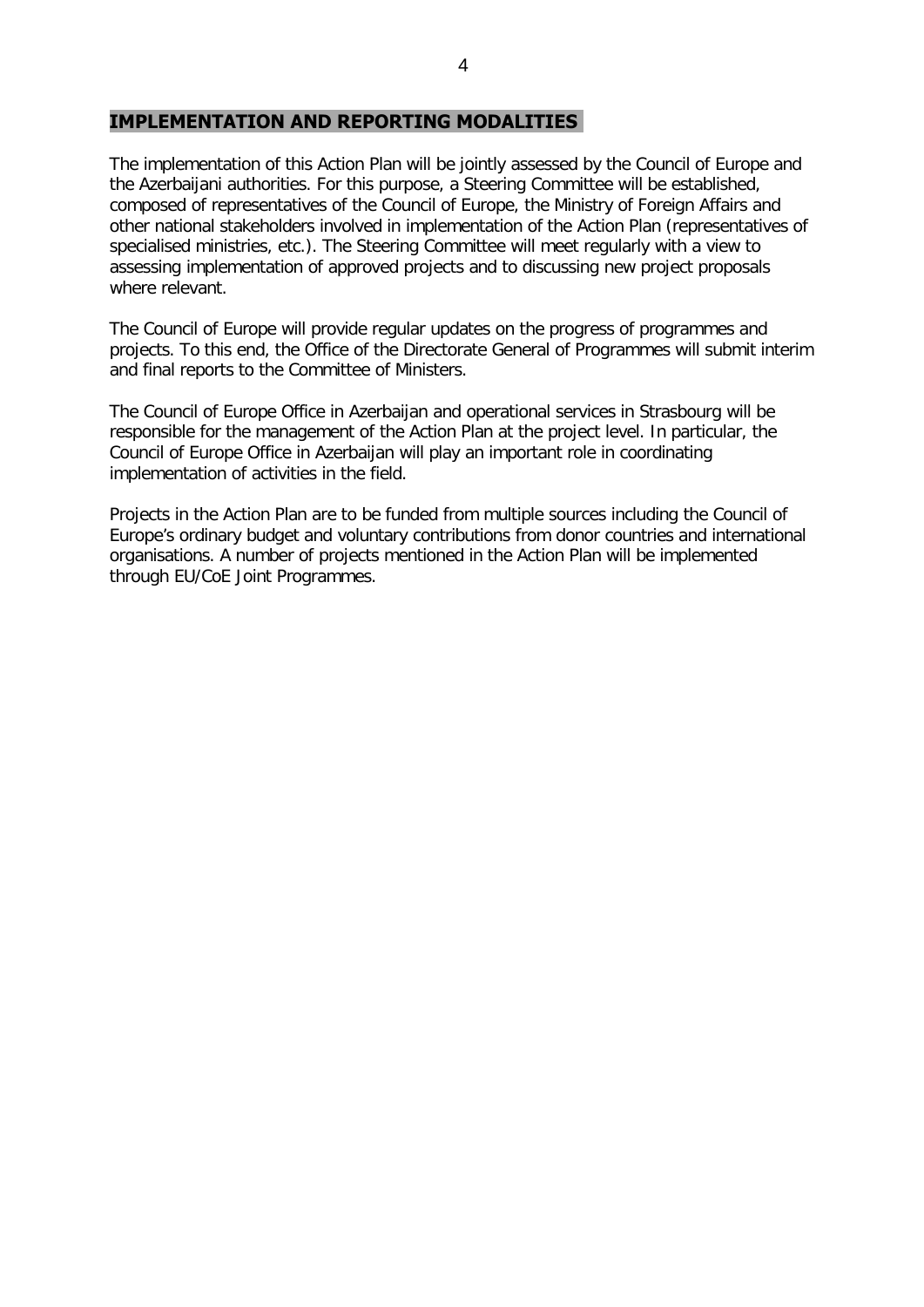## IMPLEMENTATION AND REPORTING MODALITIES

The implementation of this Action Plan will be jointly assessed by the Council of Europe and the Azerbaijani authorities. For this purpose, a Steering Committee will be established, composed of representatives of the Council of Europe, the Ministry of Foreign Affairs and other national stakeholders involved in implementation of the Action Plan (representatives of specialised ministries, etc.). The Steering Committee will meet regularly with a view to assessing implementation of approved projects and to discussing new project proposals where relevant.

The Council of Europe will provide regular updates on the progress of programmes and projects. To this end, the Office of the Directorate General of Programmes will submit interim and final reports to the Committee of Ministers.

The Council of Europe Office in Azerbaijan and operational services in Strasbourg will be responsible for the management of the Action Plan at the project level. In particular, the Council of Europe Office in Azerbaijan will play an important role in coordinating implementation of activities in the field.

Projects in the Action Plan are to be funded from multiple sources including the Council of Europe's ordinary budget and voluntary contributions from donor countries and international organisations. A number of projects mentioned in the Action Plan will be implemented through EU/CoE Joint Programmes.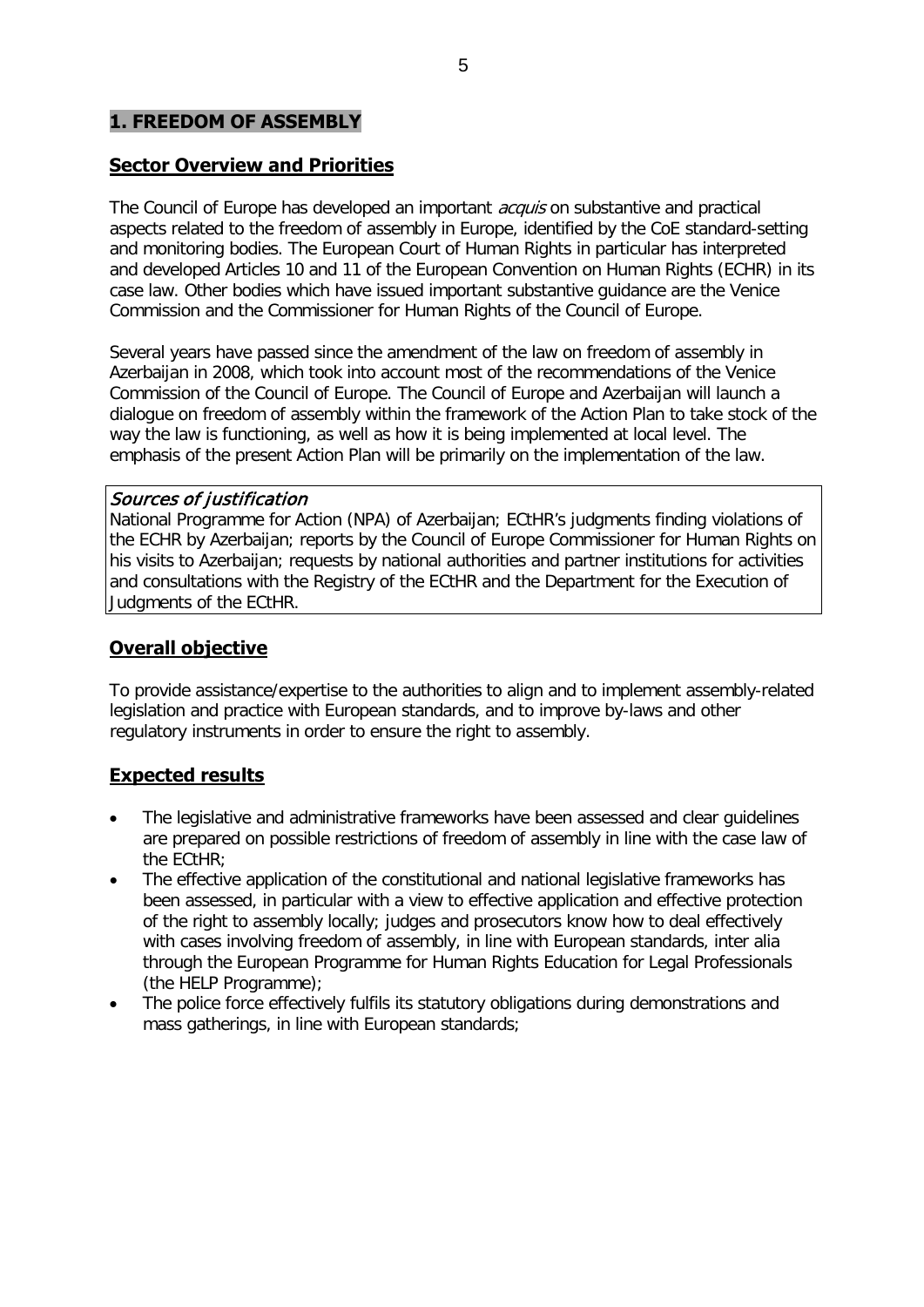## 1. FREEDOM OF ASSEMBLY

### Sector Overview and Priorities

The Council of Europe has developed an important *acquis* on substantive and practical aspects related to the freedom of assembly in Europe, identified by the CoE standard-setting and monitoring bodies. The European Court of Human Rights in particular has interpreted and developed Articles 10 and 11 of the European Convention on Human Rights (ECHR) in its case law. Other bodies which have issued important substantive guidance are the Venice Commission and the Commissioner for Human Rights of the Council of Europe.

Several years have passed since the amendment of the law on freedom of assembly in Azerbaijan in 2008, which took into account most of the recommendations of the Venice Commission of the Council of Europe. The Council of Europe and Azerbaijan will launch a dialogue on freedom of assembly within the framework of the Action Plan to take stock of the way the law is functioning, as well as how it is being implemented at local level. The emphasis of the present Action Plan will be primarily on the implementation of the law.

*Sources of justification*

National Programme for Action (NPA) of Azerbaijan; ECtHR's judgments finding violations of the ECHR by Azerbaijan; reports by the Council of Europe Commissioner for Human Rights on his visits to Azerbaijan; requests by national authorities and partner institutions for activities and consultations with the Registry of the ECtHR and the Department for the Execution of Judgments of the ECtHR.

### Overall objective

To provide assistance/expertise to the authorities to align and to implement assembly-related legislation and practice with European standards, and to improve by-laws and other regulatory instruments in order to ensure the right to assembly.

### Expected results

- The legislative and administrative frameworks have been assessed and clear guidelines are prepared on possible restrictions of freedom of assembly in line with the case law of the ECtHR;
- The effective application of the constitutional and national legislative frameworks has been assessed, in particular with a view to effective application and effective protection of the right to assembly locally; judges and prosecutors know how to deal effectively with cases involving freedom of assembly, in line with European standards, inter alia through the European Programme for Human Rights Education for Legal Professionals (the HELP Programme);
- The police force effectively fulfils its statutory obligations during demonstrations and mass gatherings, in line with European standards;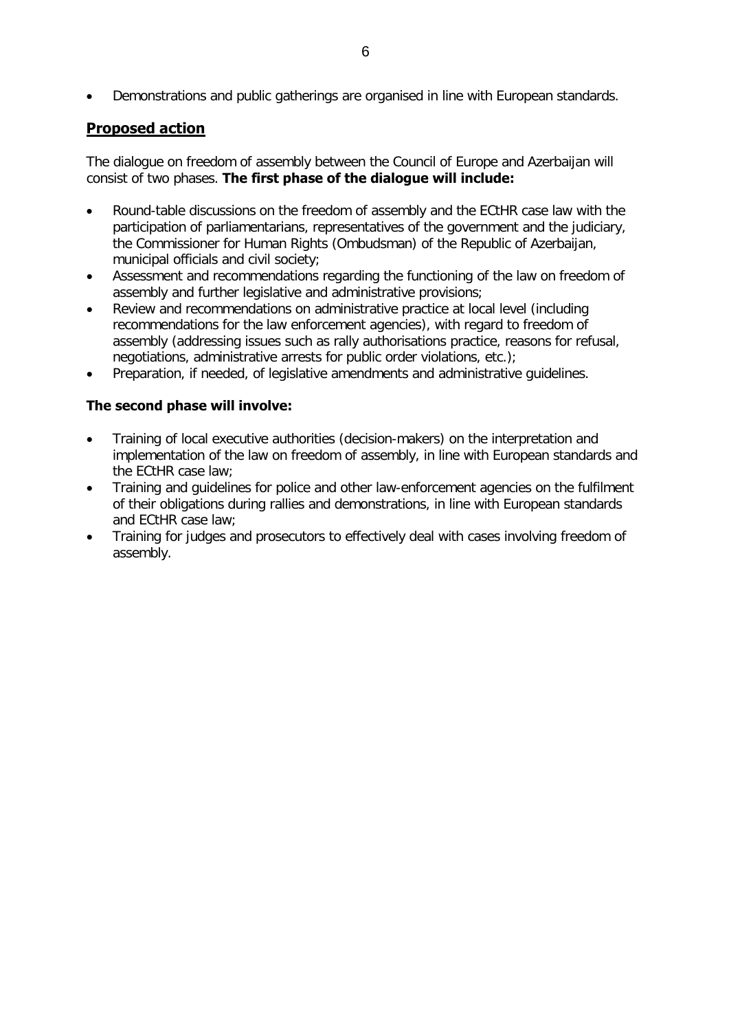- Demonstrations and public gatherings are organised in line with European standards.

## Proposed action

The dialogue on freedom of assembly between the Council of Europe and Azerbaijan will consist of two phases. **The first phase of the dialogue will include:**

- Round-table discussions on the freedom of assembly and the ECtHR case law with the participation of parliamentarians, representatives of the government and the judiciary, the Commissioner for Human Rights (Ombudsman) of the Republic of Azerbaijan, municipal officials and civil society;
- Assessment and recommendations regarding the functioning of the law on freedom of assembly and further legislative and administrative provisions;
- Review and recommendations on administrative practice at local level (including recommendations for the law enforcement agencies), with regard to freedom of assembly (addressing issues such as rally authorisations practice, reasons for refusal, negotiations, administrative arrests for public order violations, etc.);
- Preparation, if needed, of legislative amendments and administrative guidelines.

**The second phase will involve:**

- Training of local executive authorities (decision-makers) on the interpretation and implementation of the law on freedom of assembly, in line with European standards and the ECtHR case law;
- Training and guidelines for police and other law-enforcement agencies on the fulfilment of their obligations during rallies and demonstrations, in line with European standards and ECtHR case law;
- Training for judges and prosecutors to effectively deal with cases involving freedom of assembly.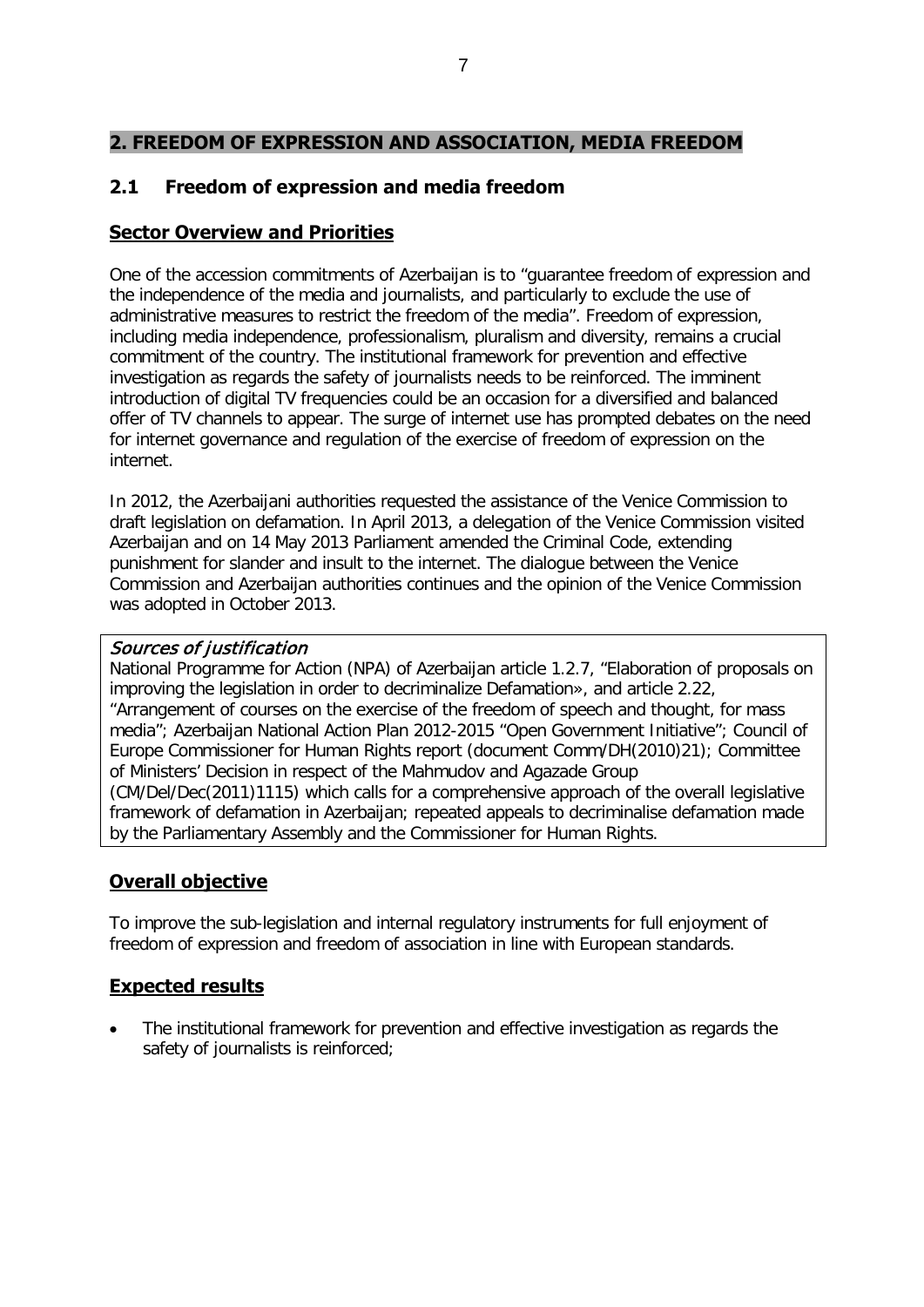## 2. FREEDOM OF EXPRESSION AND ASSOCIATION, MEDIA FREEDOM

### 2.1 Freedom of expression and media freedom

#### Sector Overview and Priorities

One of the accession commitments of Azerbaijan is to "guarantee freedom of expression and the independence of the media and journalists, and particularly to exclude the use of administrative measures to restrict the freedom of the media". Freedom of expression, including media independence, professionalism, pluralism and diversity, remains a crucial commitment of the country. The institutional framework for prevention and effective investigation as regards the safety of journalists needs to be reinforced. The imminent introduction of digital TV frequencies could be an occasion for a diversified and balanced offer of TV channels to appear. The surge of internet use has prompted debates on the need for internet governance and regulation of the exercise of freedom of expression on the internet.

In 2012, the Azerbaijani authorities requested the assistance of the Venice Commission to draft legislation on defamation. In April 2013, a delegation of the Venice Commission visited Azerbaijan and on 14 May 2013 Parliament amended the Criminal Code, extending punishment for slander and insult to the internet. The dialogue between the Venice Commission and Azerbaijan authorities continues and the opinion of the Venice Commission was adopted in October 2013.

*Sources of justification*

National Programme for Action (NPA) of Azerbaijan article 1.2.7, "Elaboration of proposals on improving the legislation in order to decriminalize Defamation», and article 2.22, "Arrangement of courses on the exercise of the freedom of speech and thought, for mass media"; Azerbaijan National Action Plan 2012-2015 "Open Government Initiative"; Council of Europe Commissioner for Human Rights report (document Comm/DH(2010)21); Committee of Ministers' Decision in respect of the Mahmudov and Agazade Group (CM/Del/Dec(2011)1115) which calls for a comprehensive approach of the overall legislative framework of defamation in Azerbaijan; repeated appeals to decriminalise defamation made by the Parliamentary Assembly and the Commissioner for Human Rights.

#### Overall objective

To improve the sub-legislation and internal regulatory instruments for full enjoyment of freedom of expression and freedom of association in line with European standards.

#### Expected results

- The institutional framework for prevention and effective investigation as regards the safety of journalists is reinforced;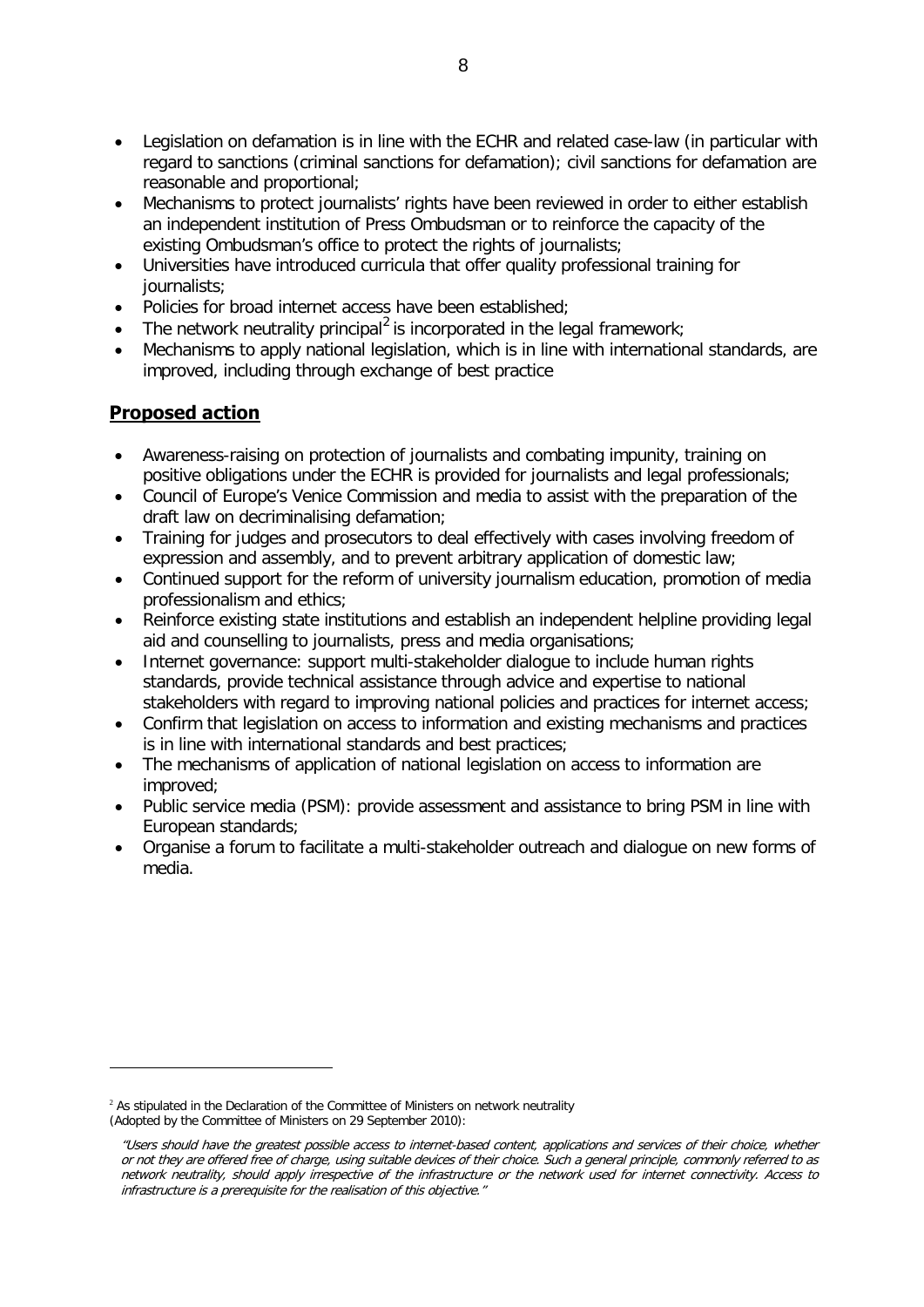- Legislation on defamation is in line with the ECHR and related case-law (in particular with regard to sanctions (criminal sanctions for defamation); civil sanctions for defamation are reasonable and proportional;
- Mechanisms to protect journalists' rights have been reviewed in order to either establish an independent institution of Press Ombudsman or to reinforce the capacity of the existing Ombudsman's office to protect the rights of journalists;
- Universities have introduced curricula that offer quality professional training for journalists;
- Policies for broad internet access have been established;
- The network neutrality principal[2] is incorporated in the legal framework;
- Mechanisms to apply national legislation, which is in line with international standards, are improved, including through exchange of best practice

## Proposed action

- Awareness-raising on protection of journalists and combating impunity, training on positive obligations under the ECHR is provided for journalists and legal professionals;
- Council of Europe's Venice Commission and media to assist with the preparation of the draft law on decriminalising defamation;
- Training for judges and prosecutors to deal effectively with cases involving freedom of expression and assembly, and to prevent arbitrary application of domestic law;
- Continued support for the reform of university journalism education, promotion of media professionalism and ethics;
- Reinforce existing state institutions and establish an independent helpline providing legal aid and counselling to journalists, press and media organisations;
- Internet governance: support multi-stakeholder dialogue to include human rights standards, provide technical assistance through advice and expertise to national stakeholders with regard to improving national policies and practices for internet access;
- Confirm that legislation on access to information and existing mechanisms and practices is in line with international standards and best practices;
- The mechanisms of application of national legislation on access to information are improved;
- Public service media (PSM): provide assessment and assistance to bring PSM in line with European standards;
- Organise a forum to facilitate a multi-stakeholder outreach and dialogue on new forms of media.

---

[2] As stipulated in the Declaration of the Committee of Ministers on network neutrality (Adopted by the Committee of Ministers on 29 September 2010):

*"Users should have the greatest possible access to internet-based content, applications and services of their choice, whether or not they are offered free of charge, using suitable devices of their choice. Such a general principle, commonly referred to as network neutrality, should apply irrespective of the infrastructure or the network used for internet connectivity. Access to infrastructure is a prerequisite for the realisation of this objective."*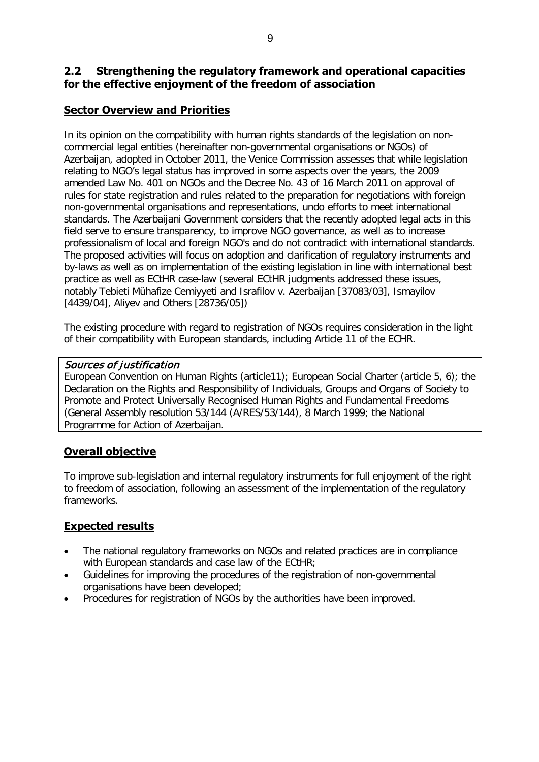## 2.2 Strengthening the regulatory framework and operational capacities for the effective enjoyment of the freedom of association

### Sector Overview and Priorities

In its opinion on the compatibility with human rights standards of the legislation on non-commercial legal entities (hereinafter non-governmental organisations or NGOs) of Azerbaijan, adopted in October 2011, the Venice Commission assesses that while legislation relating to NGO's legal status has improved in some aspects over the years, the 2009 amended Law No. 401 on NGOs and the Decree No. 43 of 16 March 2011 on approval of rules for state registration and rules related to the preparation for negotiations with foreign non-governmental organisations and representations, undo efforts to meet international standards. The Azerbaijani Government considers that the recently adopted legal acts in this field serve to ensure transparency, to improve NGO governance, as well as to increase professionalism of local and foreign NGO's and do not contradict with international standards. The proposed activities will focus on adoption and clarification of regulatory instruments and by-laws as well as on implementation of the existing legislation in line with international best practice as well as ECtHR case-law (several ECtHR judgments addressed these issues, notably Tebieti Mühafize Cemiyyeti and Israfilov v. Azerbaijan [37083/03], Ismayilov [4439/04], Aliyev and Others [28736/05])

The existing procedure with regard to registration of NGOs requires consideration in the light of their compatibility with European standards, including Article 11 of the ECHR.

*Sources of justification*
European Convention on Human Rights (article11); European Social Charter (article 5, 6); the Declaration on the Rights and Responsibility of Individuals, Groups and Organs of Society to Promote and Protect Universally Recognised Human Rights and Fundamental Freedoms (General Assembly resolution 53/144 (A/RES/53/144), 8 March 1999; the National Programme for Action of Azerbaijan.

### Overall objective

To improve sub-legislation and internal regulatory instruments for full enjoyment of the right to freedom of association, following an assessment of the implementation of the regulatory frameworks.

### Expected results

- The national regulatory frameworks on NGOs and related practices are in compliance with European standards and case law of the ECtHR;
- Guidelines for improving the procedures of the registration of non-governmental organisations have been developed;
- Procedures for registration of NGOs by the authorities have been improved.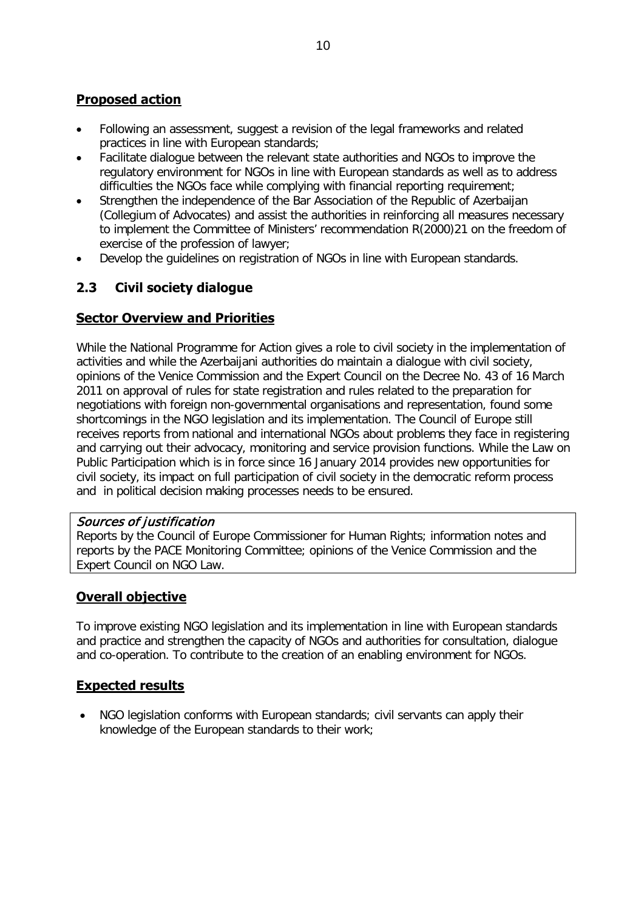**Proposed action**

- Following an assessment, suggest a revision of the legal frameworks and related practices in line with European standards;
- Facilitate dialogue between the relevant state authorities and NGOs to improve the regulatory environment for NGOs in line with European standards as well as to address difficulties the NGOs face while complying with financial reporting requirement;
- Strengthen the independence of the Bar Association of the Republic of Azerbaijan (Collegium of Advocates) and assist the authorities in reinforcing all measures necessary to implement the Committee of Ministers' recommendation R(2000)21 on the freedom of exercise of the profession of lawyer;
- Develop the guidelines on registration of NGOs in line with European standards.

## 2.3 Civil society dialogue

**Sector Overview and Priorities**

While the National Programme for Action gives a role to civil society in the implementation of activities and while the Azerbaijani authorities do maintain a dialogue with civil society, opinions of the Venice Commission and the Expert Council on the Decree No. 43 of 16 March 2011 on approval of rules for state registration and rules related to the preparation for negotiations with foreign non-governmental organisations and representation, found some shortcomings in the NGO legislation and its implementation. The Council of Europe still receives reports from national and international NGOs about problems they face in registering and carrying out their advocacy, monitoring and service provision functions. While the Law on Public Participation which is in force since 16 January 2014 provides new opportunities for civil society, its impact on full participation of civil society in the democratic reform process and in political decision making processes needs to be ensured.

*Sources of justification*
Reports by the Council of Europe Commissioner for Human Rights; information notes and reports by the PACE Monitoring Committee; opinions of the Venice Commission and the Expert Council on NGO Law.

**Overall objective**

To improve existing NGO legislation and its implementation in line with European standards and practice and strengthen the capacity of NGOs and authorities for consultation, dialogue and co-operation. To contribute to the creation of an enabling environment for NGOs.

**Expected results**

- NGO legislation conforms with European standards; civil servants can apply their knowledge of the European standards to their work;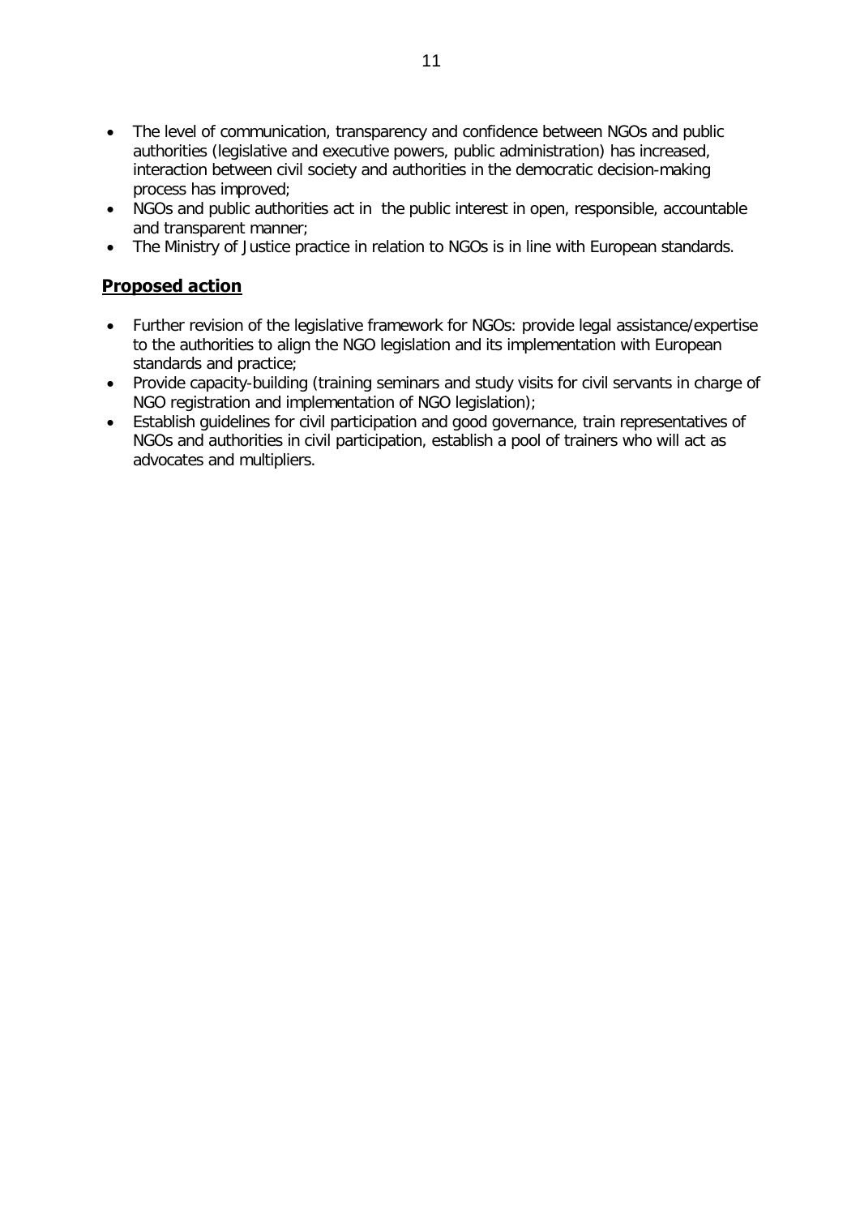- The level of communication, transparency and confidence between NGOs and public authorities (legislative and executive powers, public administration) has increased, interaction between civil society and authorities in the democratic decision-making process has improved;
- NGOs and public authorities act in the public interest in open, responsible, accountable and transparent manner;
- The Ministry of Justice practice in relation to NGOs is in line with European standards.

## **Proposed action**

- Further revision of the legislative framework for NGOs: provide legal assistance/expertise to the authorities to align the NGO legislation and its implementation with European standards and practice;
- Provide capacity-building (training seminars and study visits for civil servants in charge of NGO registration and implementation of NGO legislation);
- Establish guidelines for civil participation and good governance, train representatives of NGOs and authorities in civil participation, establish a pool of trainers who will act as advocates and multipliers.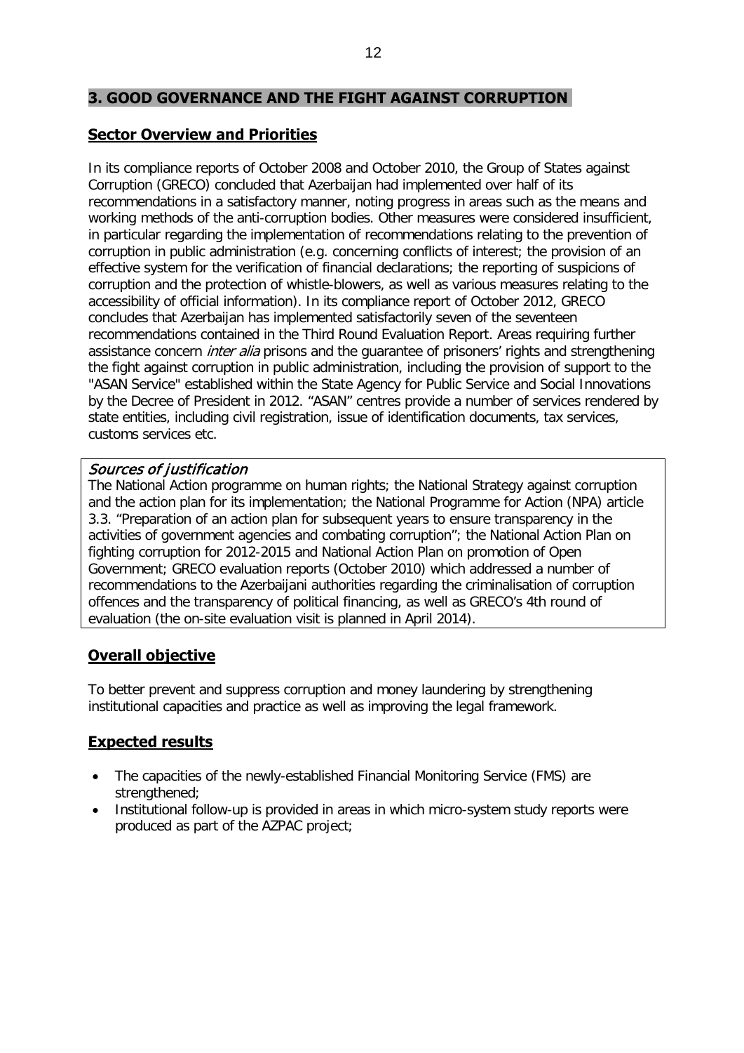## 3. GOOD GOVERNANCE AND THE FIGHT AGAINST CORRUPTION

### Sector Overview and Priorities

In its compliance reports of October 2008 and October 2010, the Group of States against Corruption (GRECO) concluded that Azerbaijan had implemented over half of its recommendations in a satisfactory manner, noting progress in areas such as the means and working methods of the anti-corruption bodies. Other measures were considered insufficient, in particular regarding the implementation of recommendations relating to the prevention of corruption in public administration (e.g. concerning conflicts of interest; the provision of an effective system for the verification of financial declarations; the reporting of suspicions of corruption and the protection of whistle-blowers, as well as various measures relating to the accessibility of official information). In its compliance report of October 2012, GRECO concludes that Azerbaijan has implemented satisfactorily seven of the seventeen recommendations contained in the Third Round Evaluation Report. Areas requiring further assistance concern *inter alia* prisons and the guarantee of prisoners' rights and strengthening the fight against corruption in public administration, including the provision of support to the "ASAN Service" established within the State Agency for Public Service and Social Innovations by the Decree of President in 2012. "ASAN" centres provide a number of services rendered by state entities, including civil registration, issue of identification documents, tax services, customs services etc.

*Sources of justification*

The National Action programme on human rights; the National Strategy against corruption and the action plan for its implementation; the National Programme for Action (NPA) article 3.3. "Preparation of an action plan for subsequent years to ensure transparency in the activities of government agencies and combating corruption"; the National Action Plan on fighting corruption for 2012-2015 and National Action Plan on promotion of Open Government; GRECO evaluation reports (October 2010) which addressed a number of recommendations to the Azerbaijani authorities regarding the criminalisation of corruption offences and the transparency of political financing, as well as GRECO's 4th round of evaluation (the on-site evaluation visit is planned in April 2014).

### Overall objective

To better prevent and suppress corruption and money laundering by strengthening institutional capacities and practice as well as improving the legal framework.

### Expected results

- The capacities of the newly-established Financial Monitoring Service (FMS) are strengthened;
- Institutional follow-up is provided in areas in which micro-system study reports were produced as part of the AZPAC project;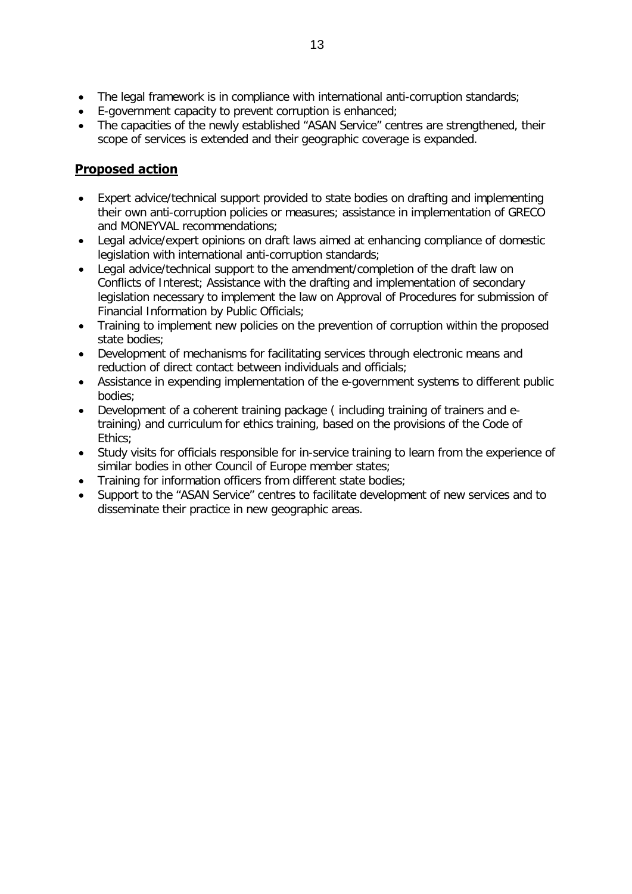- The legal framework is in compliance with international anti-corruption standards;
- E-government capacity to prevent corruption is enhanced;
- The capacities of the newly established "ASAN Service" centres are strengthened, their scope of services is extended and their geographic coverage is expanded.

## **Proposed action**

- Expert advice/technical support provided to state bodies on drafting and implementing their own anti-corruption policies or measures; assistance in implementation of GRECO and MONEYVAL recommendations;
- Legal advice/expert opinions on draft laws aimed at enhancing compliance of domestic legislation with international anti-corruption standards;
- Legal advice/technical support to the amendment/completion of the draft law on Conflicts of Interest; Assistance with the drafting and implementation of secondary legislation necessary to implement the law on Approval of Procedures for submission of Financial Information by Public Officials;
- Training to implement new policies on the prevention of corruption within the proposed state bodies;
- Development of mechanisms for facilitating services through electronic means and reduction of direct contact between individuals and officials;
- Assistance in expending implementation of the e-government systems to different public bodies;
- Development of a coherent training package ( including training of trainers and e-training) and curriculum for ethics training, based on the provisions of the Code of Ethics;
- Study visits for officials responsible for in-service training to learn from the experience of similar bodies in other Council of Europe member states;
- Training for information officers from different state bodies;
- Support to the "ASAN Service" centres to facilitate development of new services and to disseminate their practice in new geographic areas.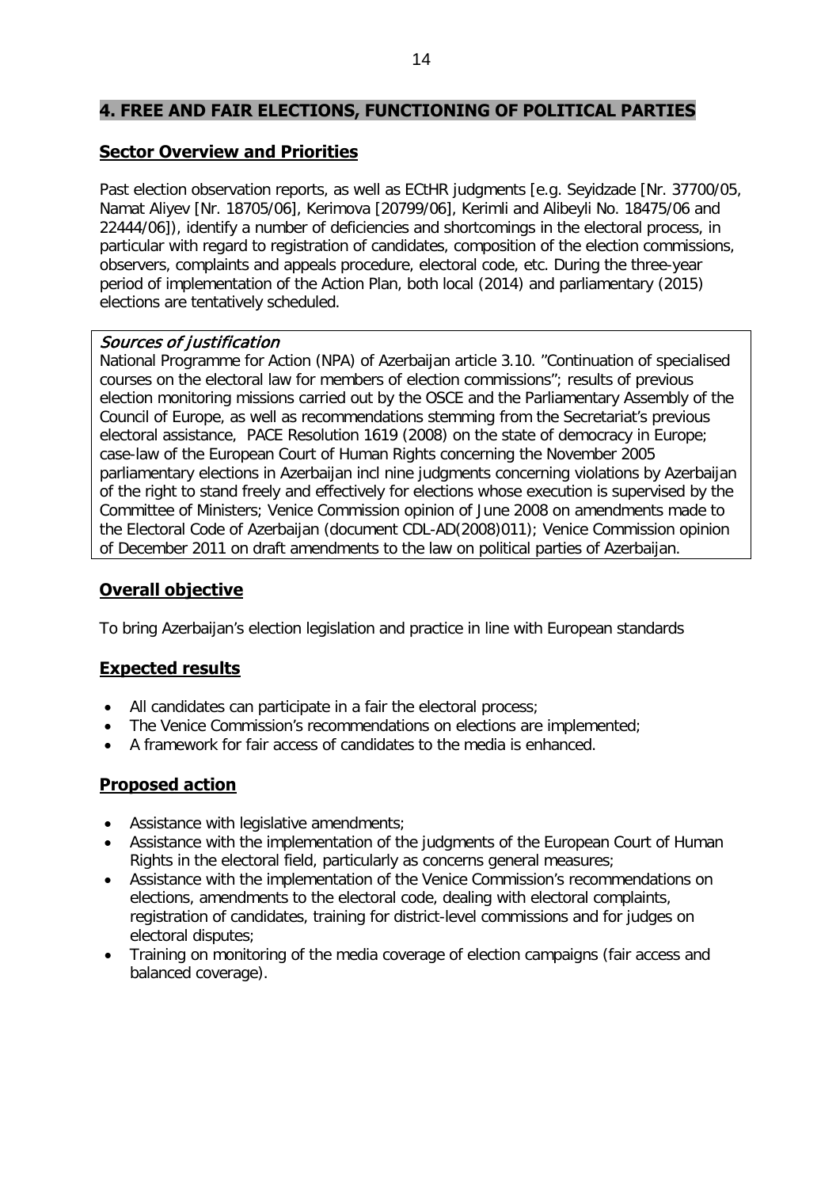## 4. FREE AND FAIR ELECTIONS, FUNCTIONING OF POLITICAL PARTIES

### Sector Overview and Priorities

Past election observation reports, as well as ECtHR judgments [e.g. Seyidzade [Nr. 37700/05, Namat Aliyev [Nr. 18705/06], Kerimova [20799/06], Kerimli and Alibeyli No. 18475/06 and 22444/06]), identify a number of deficiencies and shortcomings in the electoral process, in particular with regard to registration of candidates, composition of the election commissions, observers, complaints and appeals procedure, electoral code, etc. During the three-year period of implementation of the Action Plan, both local (2014) and parliamentary (2015) elections are tentatively scheduled.

> *Sources of justification*
>
> National Programme for Action (NPA) of Azerbaijan article 3.10. "Continuation of specialised courses on the electoral law for members of election commissions"; results of previous election monitoring missions carried out by the OSCE and the Parliamentary Assembly of the Council of Europe, as well as recommendations stemming from the Secretariat's previous electoral assistance, PACE Resolution 1619 (2008) on the state of democracy in Europe; case-law of the European Court of Human Rights concerning the November 2005 parliamentary elections in Azerbaijan incl nine judgments concerning violations by Azerbaijan of the right to stand freely and effectively for elections whose execution is supervised by the Committee of Ministers; Venice Commission opinion of June 2008 on amendments made to the Electoral Code of Azerbaijan (document CDL-AD(2008)011); Venice Commission opinion of December 2011 on draft amendments to the law on political parties of Azerbaijan.

### Overall objective

To bring Azerbaijan's election legislation and practice in line with European standards

### Expected results

- All candidates can participate in a fair the electoral process;
- The Venice Commission's recommendations on elections are implemented;
- A framework for fair access of candidates to the media is enhanced.

### Proposed action

- Assistance with legislative amendments;
- Assistance with the implementation of the judgments of the European Court of Human Rights in the electoral field, particularly as concerns general measures;
- Assistance with the implementation of the Venice Commission's recommendations on elections, amendments to the electoral code, dealing with electoral complaints, registration of candidates, training for district-level commissions and for judges on electoral disputes;
- Training on monitoring of the media coverage of election campaigns (fair access and balanced coverage).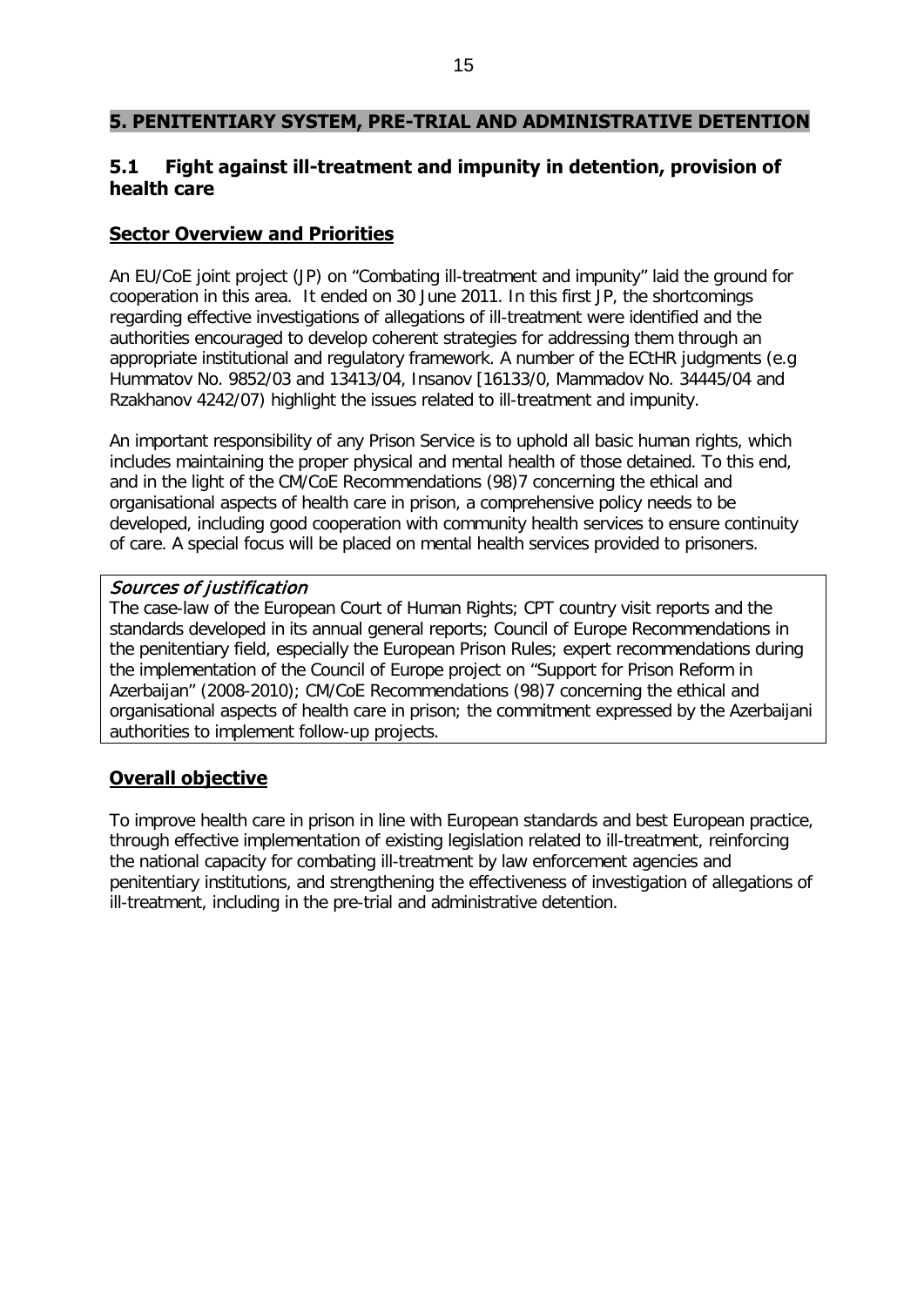## 5. PENITENTIARY SYSTEM, PRE-TRIAL AND ADMINISTRATIVE DETENTION

### 5.1 Fight against ill-treatment and impunity in detention, provision of health care

#### Sector Overview and Priorities

An EU/CoE joint project (JP) on "Combating ill-treatment and impunity" laid the ground for cooperation in this area. It ended on 30 June 2011. In this first JP, the shortcomings regarding effective investigations of allegations of ill-treatment were identified and the authorities encouraged to develop coherent strategies for addressing them through an appropriate institutional and regulatory framework. A number of the ECtHR judgments (e.g Hummatov No. 9852/03 and 13413/04, Insanov [16133/0, Mammadov No. 34445/04 and Rzakhanov 4242/07) highlight the issues related to ill-treatment and impunity.

An important responsibility of any Prison Service is to uphold all basic human rights, which includes maintaining the proper physical and mental health of those detained. To this end, and in the light of the CM/CoE Recommendations (98)7 concerning the ethical and organisational aspects of health care in prison, a comprehensive policy needs to be developed, including good cooperation with community health services to ensure continuity of care. A special focus will be placed on mental health services provided to prisoners.

> *Sources of justification*
> The case-law of the European Court of Human Rights; CPT country visit reports and the standards developed in its annual general reports; Council of Europe Recommendations in the penitentiary field, especially the European Prison Rules; expert recommendations during the implementation of the Council of Europe project on "Support for Prison Reform in Azerbaijan" (2008-2010); CM/CoE Recommendations (98)7 concerning the ethical and organisational aspects of health care in prison; the commitment expressed by the Azerbaijani authorities to implement follow-up projects.

#### Overall objective

To improve health care in prison in line with European standards and best European practice, through effective implementation of existing legislation related to ill-treatment, reinforcing the national capacity for combating ill-treatment by law enforcement agencies and penitentiary institutions, and strengthening the effectiveness of investigation of allegations of ill-treatment, including in the pre-trial and administrative detention.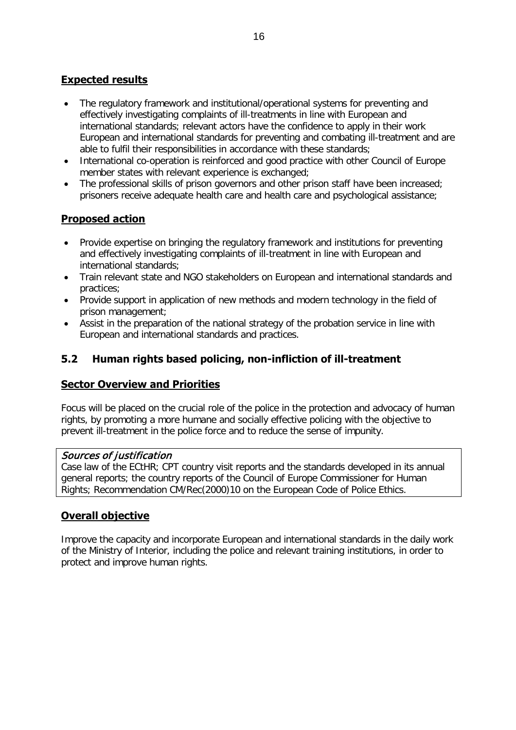## Expected results

- The regulatory framework and institutional/operational systems for preventing and effectively investigating complaints of ill-treatments in line with European and international standards; relevant actors have the confidence to apply in their work European and international standards for preventing and combating ill-treatment and are able to fulfil their responsibilities in accordance with these standards;
- International co-operation is reinforced and good practice with other Council of Europe member states with relevant experience is exchanged;
- The professional skills of prison governors and other prison staff have been increased; prisoners receive adequate health care and health care and psychological assistance;

## Proposed action

- Provide expertise on bringing the regulatory framework and institutions for preventing and effectively investigating complaints of ill-treatment in line with European and international standards;
- Train relevant state and NGO stakeholders on European and international standards and practices;
- Provide support in application of new methods and modern technology in the field of prison management;
- Assist in the preparation of the national strategy of the probation service in line with European and international standards and practices.

## 5.2 Human rights based policing, non-infliction of ill-treatment

## Sector Overview and Priorities

Focus will be placed on the crucial role of the police in the protection and advocacy of human rights, by promoting a more humane and socially effective policing with the objective to prevent ill-treatment in the police force and to reduce the sense of impunity.

*Sources of justification*
Case law of the ECtHR; CPT country visit reports and the standards developed in its annual general reports; the country reports of the Council of Europe Commissioner for Human Rights; Recommendation CM/Rec(2000)10 on the European Code of Police Ethics.

## Overall objective

Improve the capacity and incorporate European and international standards in the daily work of the Ministry of Interior, including the police and relevant training institutions, in order to protect and improve human rights.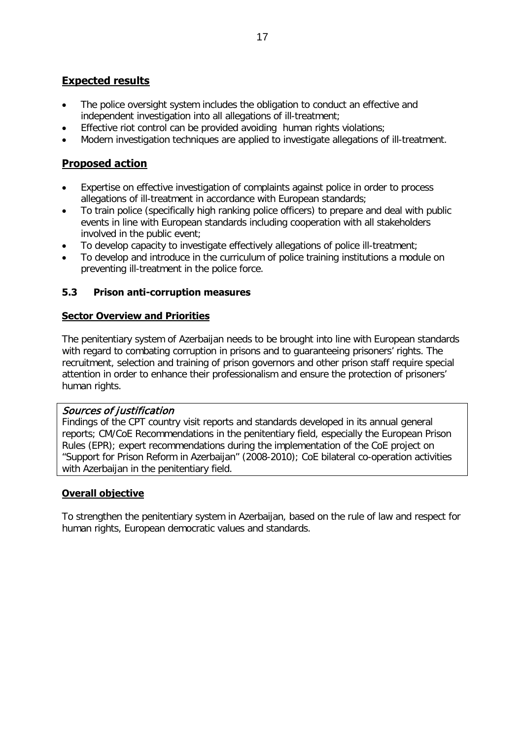## **Expected results**

- The police oversight system includes the obligation to conduct an effective and independent investigation into all allegations of ill-treatment;
- Effective riot control can be provided avoiding human rights violations;
- Modern investigation techniques are applied to investigate allegations of ill-treatment.

## **Proposed action**

- Expertise on effective investigation of complaints against police in order to process allegations of ill-treatment in accordance with European standards;
- To train police (specifically high ranking police officers) to prepare and deal with public events in line with European standards including cooperation with all stakeholders involved in the public event;
- To develop capacity to investigate effectively allegations of police ill-treatment;
- To develop and introduce in the curriculum of police training institutions a module on preventing ill-treatment in the police force.

### **5.3 Prison anti-corruption measures**

**Sector Overview and Priorities**

The penitentiary system of Azerbaijan needs to be brought into line with European standards with regard to combating corruption in prisons and to guaranteeing prisoners' rights. The recruitment, selection and training of prison governors and other prison staff require special attention in order to enhance their professionalism and ensure the protection of prisoners' human rights.

*Sources of justification*

Findings of the CPT country visit reports and standards developed in its annual general reports; CM/CoE Recommendations in the penitentiary field, especially the European Prison Rules (EPR); expert recommendations during the implementation of the CoE project on "Support for Prison Reform in Azerbaijan" (2008-2010); CoE bilateral co-operation activities with Azerbaijan in the penitentiary field.

**Overall objective**

To strengthen the penitentiary system in Azerbaijan, based on the rule of law and respect for human rights, European democratic values and standards.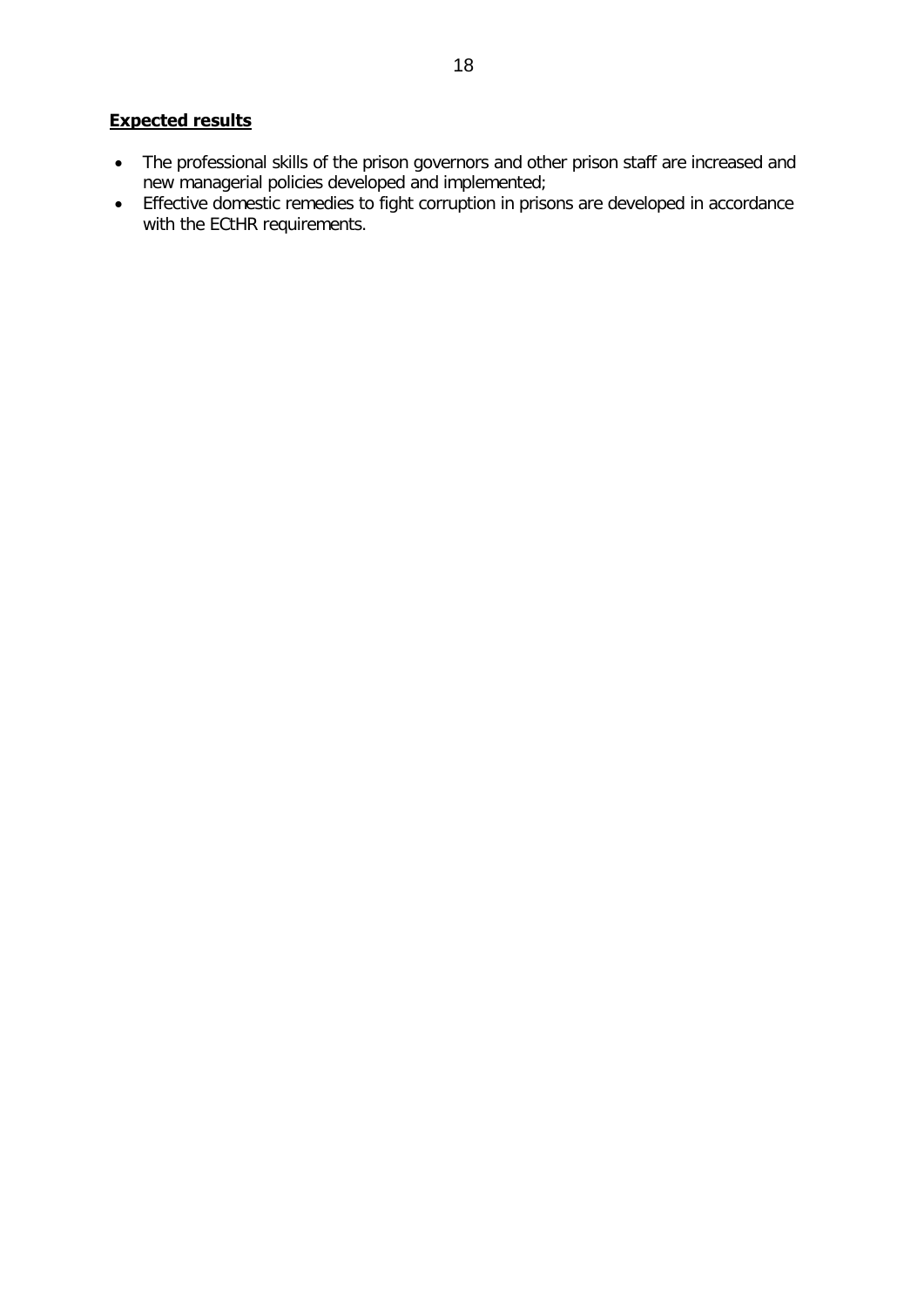**Expected results**

- The professional skills of the prison governors and other prison staff are increased and new managerial policies developed and implemented;
- Effective domestic remedies to fight corruption in prisons are developed in accordance with the ECtHR requirements.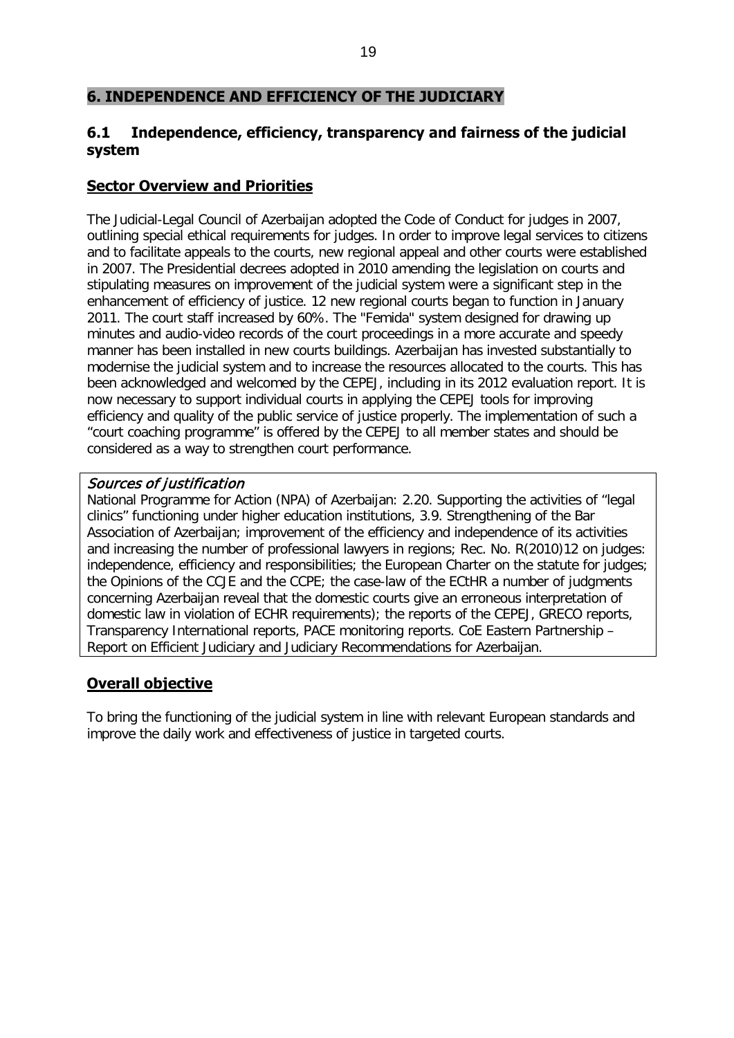# 6. INDEPENDENCE AND EFFICIENCY OF THE JUDICIARY

## 6.1 Independence, efficiency, transparency and fairness of the judicial system

### Sector Overview and Priorities

The Judicial-Legal Council of Azerbaijan adopted the Code of Conduct for judges in 2007, outlining special ethical requirements for judges. In order to improve legal services to citizens and to facilitate appeals to the courts, new regional appeal and other courts were established in 2007. The Presidential decrees adopted in 2010 amending the legislation on courts and stipulating measures on improvement of the judicial system were a significant step in the enhancement of efficiency of justice. 12 new regional courts began to function in January 2011. The court staff increased by 60%. The "Femida" system designed for drawing up minutes and audio-video records of the court proceedings in a more accurate and speedy manner has been installed in new courts buildings. Azerbaijan has invested substantially to modernise the judicial system and to increase the resources allocated to the courts. This has been acknowledged and welcomed by the CEPEJ, including in its 2012 evaluation report. It is now necessary to support individual courts in applying the CEPEJ tools for improving efficiency and quality of the public service of justice properly. The implementation of such a "court coaching programme" is offered by the CEPEJ to all member states and should be considered as a way to strengthen court performance.

*Sources of justification*

National Programme for Action (NPA) of Azerbaijan: 2.20. Supporting the activities of "legal clinics" functioning under higher education institutions, 3.9. Strengthening of the Bar Association of Azerbaijan; improvement of the efficiency and independence of its activities and increasing the number of professional lawyers in regions; Rec. No. R(2010)12 on judges: independence, efficiency and responsibilities; the European Charter on the statute for judges; the Opinions of the CCJE and the CCPE; the case-law of the ECtHR a number of judgments concerning Azerbaijan reveal that the domestic courts give an erroneous interpretation of domestic law in violation of ECHR requirements); the reports of the CEPEJ, GRECO reports, Transparency International reports, PACE monitoring reports. CoE Eastern Partnership – Report on Efficient Judiciary and Judiciary Recommendations for Azerbaijan.

### Overall objective

To bring the functioning of the judicial system in line with relevant European standards and improve the daily work and effectiveness of justice in targeted courts.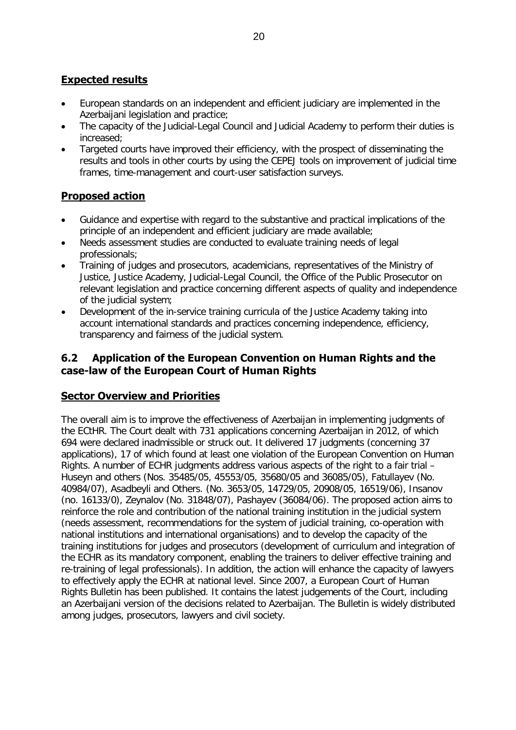## Expected results

- European standards on an independent and efficient judiciary are implemented in the Azerbaijani legislation and practice;
- The capacity of the Judicial-Legal Council and Judicial Academy to perform their duties is increased;
- Targeted courts have improved their efficiency, with the prospect of disseminating the results and tools in other courts by using the CEPEJ tools on improvement of judicial time frames, time-management and court-user satisfaction surveys.

## Proposed action

- Guidance and expertise with regard to the substantive and practical implications of the principle of an independent and efficient judiciary are made available;
- Needs assessment studies are conducted to evaluate training needs of legal professionals;
- Training of judges and prosecutors, academicians, representatives of the Ministry of Justice, Justice Academy, Judicial-Legal Council, the Office of the Public Prosecutor on relevant legislation and practice concerning different aspects of quality and independence of the judicial system;
- Development of the in-service training curricula of the Justice Academy taking into account international standards and practices concerning independence, efficiency, transparency and fairness of the judicial system.

## 6.2 Application of the European Convention on Human Rights and the case-law of the European Court of Human Rights

## Sector Overview and Priorities

The overall aim is to improve the effectiveness of Azerbaijan in implementing judgments of the ECtHR. The Court dealt with 731 applications concerning Azerbaijan in 2012, of which 694 were declared inadmissible or struck out. It delivered 17 judgments (concerning 37 applications), 17 of which found at least one violation of the European Convention on Human Rights. A number of ECHR judgments address various aspects of the right to a fair trial – Huseyn and others (Nos. 35485/05, 45553/05, 35680/05 and 36085/05), Fatullayev (No. 40984/07), Asadbeyli and Others. (No. 3653/05, 14729/05, 20908/05, 16519/06), Insanov (no. 16133/0), Zeynalov (No. 31848/07), Pashayev (36084/06). The proposed action aims to reinforce the role and contribution of the national training institution in the judicial system (needs assessment, recommendations for the system of judicial training, co-operation with national institutions and international organisations) and to develop the capacity of the training institutions for judges and prosecutors (development of curriculum and integration of the ECHR as its mandatory component, enabling the trainers to deliver effective training and re-training of legal professionals). In addition, the action will enhance the capacity of lawyers to effectively apply the ECHR at national level. Since 2007, a European Court of Human Rights Bulletin has been published. It contains the latest judgements of the Court, including an Azerbaijani version of the decisions related to Azerbaijan. The Bulletin is widely distributed among judges, prosecutors, lawyers and civil society.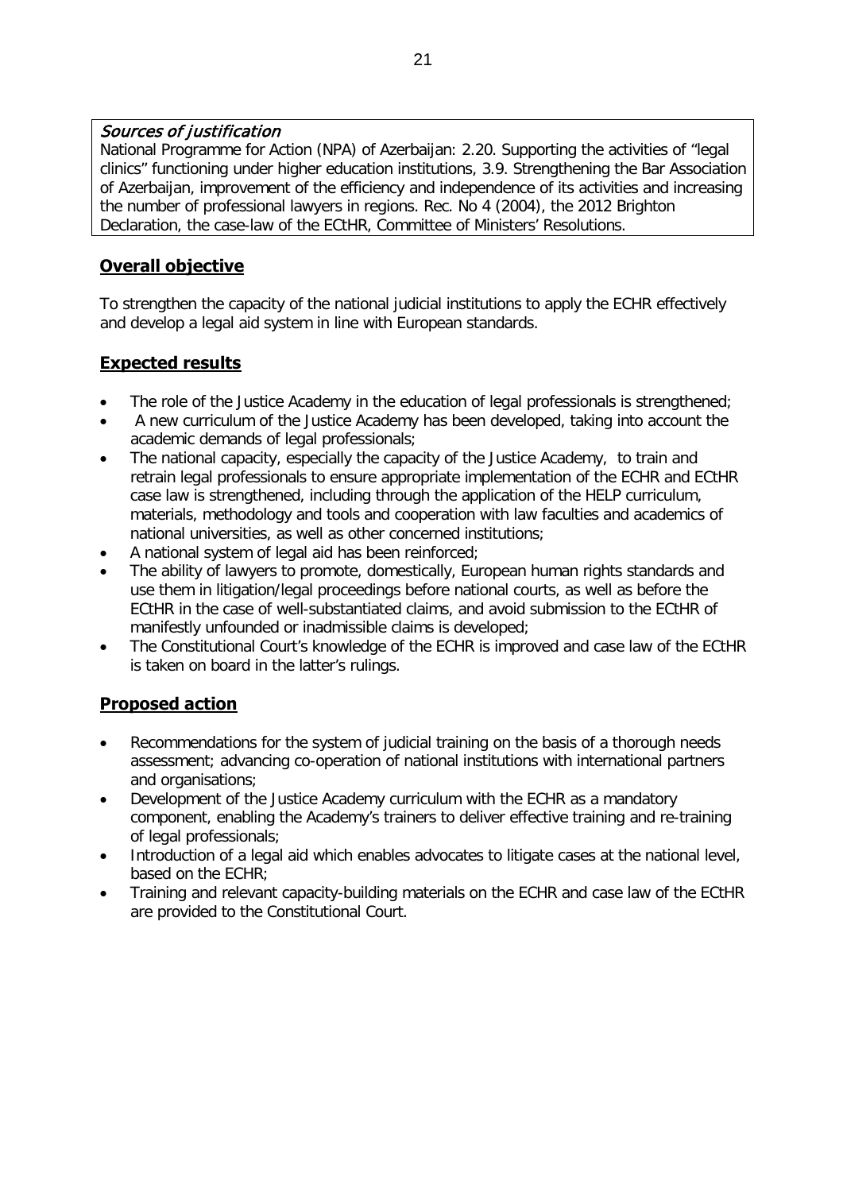*Sources of justification*

National Programme for Action (NPA) of Azerbaijan: 2.20. Supporting the activities of "legal clinics" functioning under higher education institutions, 3.9. Strengthening the Bar Association of Azerbaijan, improvement of the efficiency and independence of its activities and increasing the number of professional lawyers in regions. Rec. No 4 (2004), the 2012 Brighton Declaration, the case-law of the ECtHR, Committee of Ministers' Resolutions.

## **Overall objective**

To strengthen the capacity of the national judicial institutions to apply the ECHR effectively and develop a legal aid system in line with European standards.

## **Expected results**

- The role of the Justice Academy in the education of legal professionals is strengthened;
- A new curriculum of the Justice Academy has been developed, taking into account the academic demands of legal professionals;
- The national capacity, especially the capacity of the Justice Academy, to train and retrain legal professionals to ensure appropriate implementation of the ECHR and ECtHR case law is strengthened, including through the application of the HELP curriculum, materials, methodology and tools and cooperation with law faculties and academics of national universities, as well as other concerned institutions;
- A national system of legal aid has been reinforced;
- The ability of lawyers to promote, domestically, European human rights standards and use them in litigation/legal proceedings before national courts, as well as before the ECtHR in the case of well-substantiated claims, and avoid submission to the ECtHR of manifestly unfounded or inadmissible claims is developed;
- The Constitutional Court's knowledge of the ECHR is improved and case law of the ECtHR is taken on board in the latter's rulings.

## **Proposed action**

- Recommendations for the system of judicial training on the basis of a thorough needs assessment; advancing co-operation of national institutions with international partners and organisations;
- Development of the Justice Academy curriculum with the ECHR as a mandatory component, enabling the Academy's trainers to deliver effective training and re-training of legal professionals;
- Introduction of a legal aid which enables advocates to litigate cases at the national level, based on the ECHR;
- Training and relevant capacity-building materials on the ECHR and case law of the ECtHR are provided to the Constitutional Court.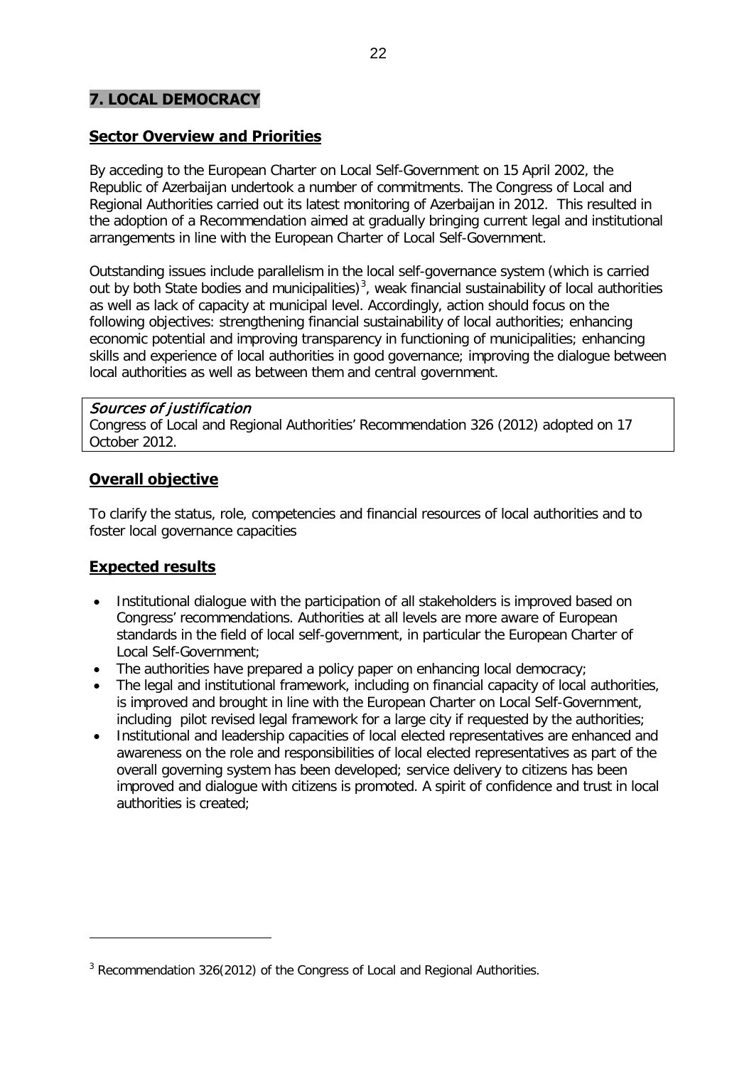## 7. LOCAL DEMOCRACY

### Sector Overview and Priorities

By acceding to the European Charter on Local Self-Government on 15 April 2002, the Republic of Azerbaijan undertook a number of commitments. The Congress of Local and Regional Authorities carried out its latest monitoring of Azerbaijan in 2012. This resulted in the adoption of a Recommendation aimed at gradually bringing current legal and institutional arrangements in line with the European Charter of Local Self-Government.

Outstanding issues include parallelism in the local self-governance system (which is carried out by both State bodies and municipalities)[3], weak financial sustainability of local authorities as well as lack of capacity at municipal level. Accordingly, action should focus on the following objectives: strengthening financial sustainability of local authorities; enhancing economic potential and improving transparency in functioning of municipalities; enhancing skills and experience of local authorities in good governance; improving the dialogue between local authorities as well as between them and central government.

*Sources of justification*
Congress of Local and Regional Authorities' Recommendation 326 (2012) adopted on 17 October 2012.

### Overall objective

To clarify the status, role, competencies and financial resources of local authorities and to foster local governance capacities

### Expected results

- Institutional dialogue with the participation of all stakeholders is improved based on Congress' recommendations. Authorities at all levels are more aware of European standards in the field of local self-government, in particular the European Charter of Local Self-Government;
- The authorities have prepared a policy paper on enhancing local democracy;
- The legal and institutional framework, including on financial capacity of local authorities, is improved and brought in line with the European Charter on Local Self-Government, including pilot revised legal framework for a large city if requested by the authorities;
- Institutional and leadership capacities of local elected representatives are enhanced and awareness on the role and responsibilities of local elected representatives as part of the overall governing system has been developed; service delivery to citizens has been improved and dialogue with citizens is promoted. A spirit of confidence and trust in local authorities is created;

[3] Recommendation 326(2012) of the Congress of Local and Regional Authorities.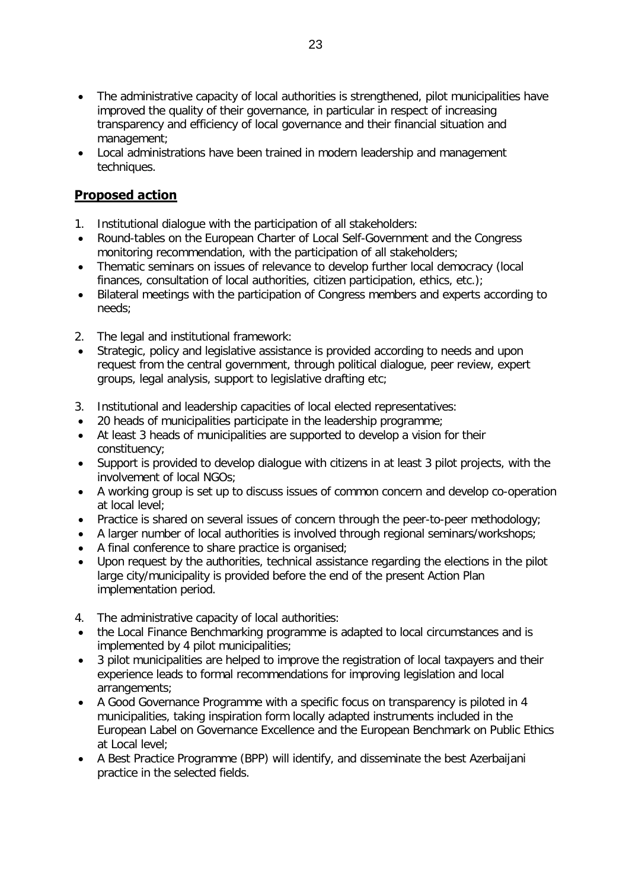- The administrative capacity of local authorities is strengthened, pilot municipalities have improved the quality of their governance, in particular in respect of increasing transparency and efficiency of local governance and their financial situation and management;
- Local administrations have been trained in modern leadership and management techniques.

## Proposed action

1. Institutional dialogue with the participation of all stakeholders:
- Round-tables on the European Charter of Local Self-Government and the Congress monitoring recommendation, with the participation of all stakeholders;
- Thematic seminars on issues of relevance to develop further local democracy (local finances, consultation of local authorities, citizen participation, ethics, etc.);
- Bilateral meetings with the participation of Congress members and experts according to needs;

2. The legal and institutional framework:
- Strategic, policy and legislative assistance is provided according to needs and upon request from the central government, through political dialogue, peer review, expert groups, legal analysis, support to legislative drafting etc;

3. Institutional and leadership capacities of local elected representatives:
- 20 heads of municipalities participate in the leadership programme;
- At least 3 heads of municipalities are supported to develop a vision for their constituency;
- Support is provided to develop dialogue with citizens in at least 3 pilot projects, with the involvement of local NGOs;
- A working group is set up to discuss issues of common concern and develop co-operation at local level;
- Practice is shared on several issues of concern through the peer-to-peer methodology;
- A larger number of local authorities is involved through regional seminars/workshops;
- A final conference to share practice is organised;
- Upon request by the authorities, technical assistance regarding the elections in the pilot large city/municipality is provided before the end of the present Action Plan implementation period.

4. The administrative capacity of local authorities:
- the Local Finance Benchmarking programme is adapted to local circumstances and is implemented by 4 pilot municipalities;
- 3 pilot municipalities are helped to improve the registration of local taxpayers and their experience leads to formal recommendations for improving legislation and local arrangements;
- A Good Governance Programme with a specific focus on transparency is piloted in 4 municipalities, taking inspiration form locally adapted instruments included in the European Label on Governance Excellence and the European Benchmark on Public Ethics at Local level;
- A Best Practice Programme (BPP) will identify, and disseminate the best Azerbaijani practice in the selected fields.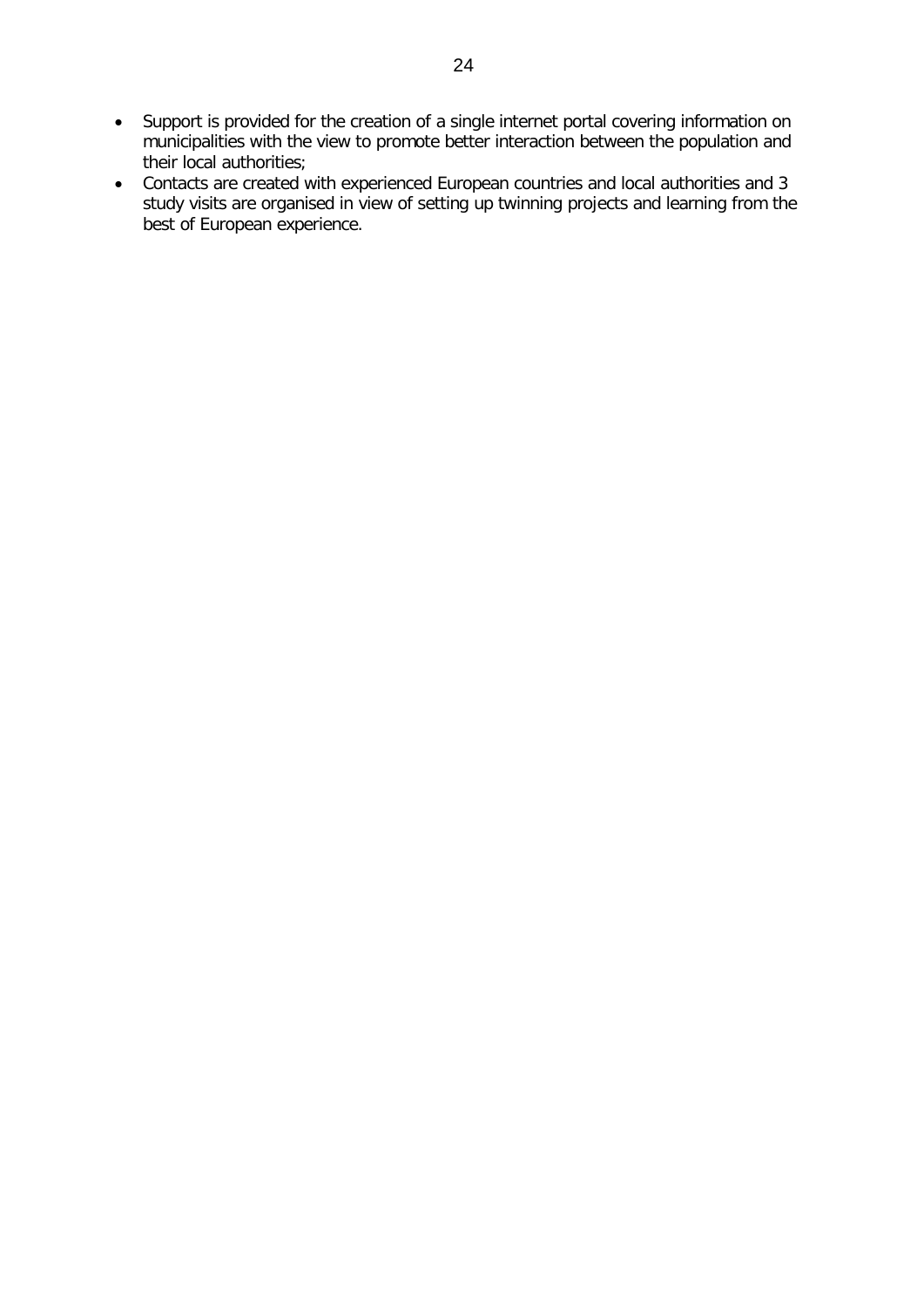- Support is provided for the creation of a single internet portal covering information on municipalities with the view to promote better interaction between the population and their local authorities;
- Contacts are created with experienced European countries and local authorities and 3 study visits are organised in view of setting up twinning projects and learning from the best of European experience.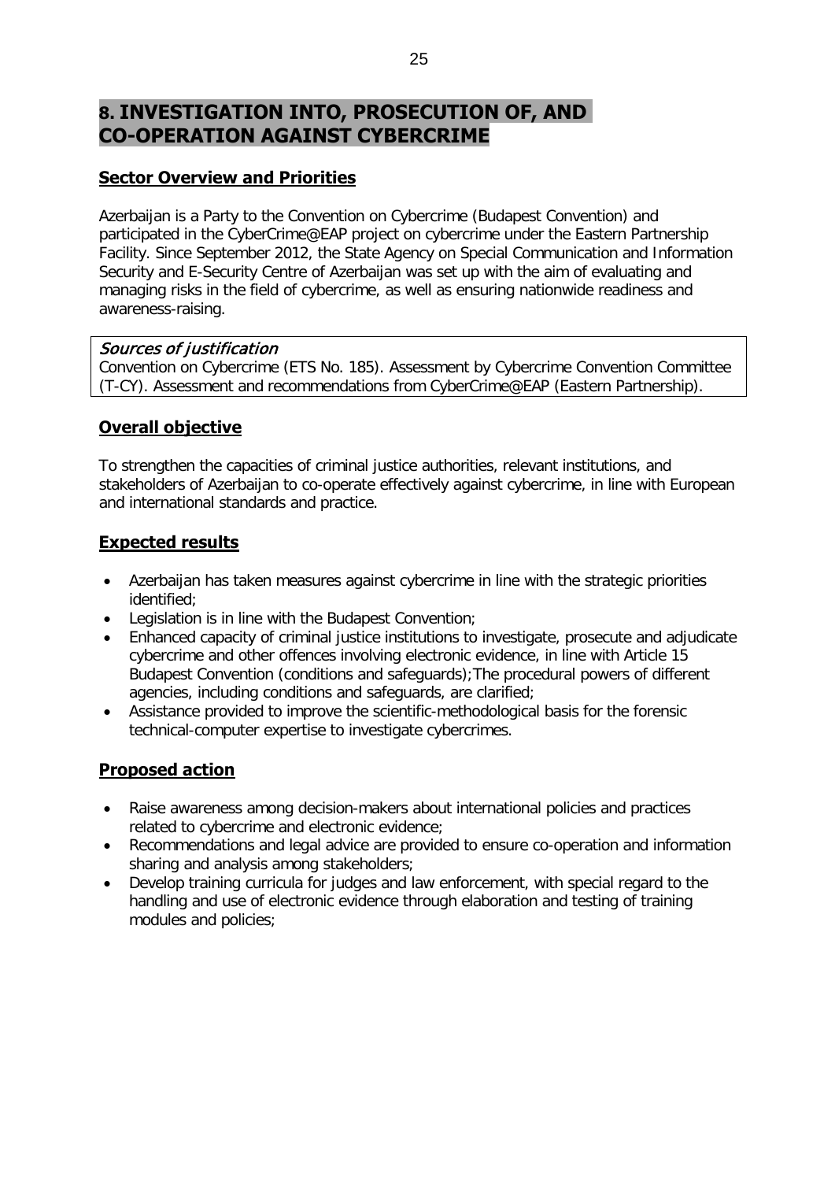# 8. INVESTIGATION INTO, PROSECUTION OF, AND CO-OPERATION AGAINST CYBERCRIME

## Sector Overview and Priorities

Azerbaijan is a Party to the Convention on Cybercrime (Budapest Convention) and participated in the CyberCrime@EAP project on cybercrime under the Eastern Partnership Facility. Since September 2012, the State Agency on Special Communication and Information Security and E-Security Centre of Azerbaijan was set up with the aim of evaluating and managing risks in the field of cybercrime, as well as ensuring nationwide readiness and awareness-raising.

*Sources of justification*
Convention on Cybercrime (ETS No. 185). Assessment by Cybercrime Convention Committee (T-CY). Assessment and recommendations from CyberCrime@EAP (Eastern Partnership).

## Overall objective

To strengthen the capacities of criminal justice authorities, relevant institutions, and stakeholders of Azerbaijan to co-operate effectively against cybercrime, in line with European and international standards and practice.

## Expected results

- Azerbaijan has taken measures against cybercrime in line with the strategic priorities identified;
- Legislation is in line with the Budapest Convention;
- Enhanced capacity of criminal justice institutions to investigate, prosecute and adjudicate cybercrime and other offences involving electronic evidence, in line with Article 15 Budapest Convention (conditions and safeguards);The procedural powers of different agencies, including conditions and safeguards, are clarified;
- Assistance provided to improve the scientific-methodological basis for the forensic technical-computer expertise to investigate cybercrimes.

## Proposed action

- Raise awareness among decision-makers about international policies and practices related to cybercrime and electronic evidence;
- Recommendations and legal advice are provided to ensure co-operation and information sharing and analysis among stakeholders;
- Develop training curricula for judges and law enforcement, with special regard to the handling and use of electronic evidence through elaboration and testing of training modules and policies;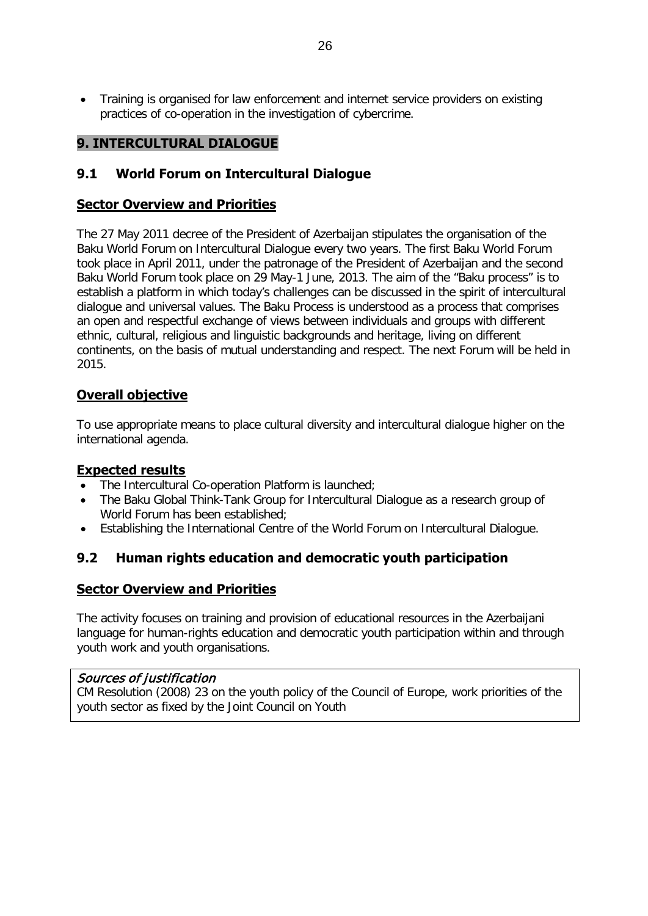- Training is organised for law enforcement and internet service providers on existing practices of co-operation in the investigation of cybercrime.

## 9. INTERCULTURAL DIALOGUE

### 9.1 World Forum on Intercultural Dialogue

#### Sector Overview and Priorities

The 27 May 2011 decree of the President of Azerbaijan stipulates the organisation of the Baku World Forum on Intercultural Dialogue every two years. The first Baku World Forum took place in April 2011, under the patronage of the President of Azerbaijan and the second Baku World Forum took place on 29 May-1 June, 2013. The aim of the "Baku process" is to establish a platform in which today's challenges can be discussed in the spirit of intercultural dialogue and universal values. The Baku Process is understood as a process that comprises an open and respectful exchange of views between individuals and groups with different ethnic, cultural, religious and linguistic backgrounds and heritage, living on different continents, on the basis of mutual understanding and respect. The next Forum will be held in 2015.

#### Overall objective

To use appropriate means to place cultural diversity and intercultural dialogue higher on the international agenda.

#### Expected results

- The Intercultural Co-operation Platform is launched;
- The Baku Global Think-Tank Group for Intercultural Dialogue as a research group of World Forum has been established;
- Establishing the International Centre of the World Forum on Intercultural Dialogue.

### 9.2 Human rights education and democratic youth participation

#### Sector Overview and Priorities

The activity focuses on training and provision of educational resources in the Azerbaijani language for human-rights education and democratic youth participation within and through youth work and youth organisations.

*Sources of justification*
CM Resolution (2008) 23 on the youth policy of the Council of Europe, work priorities of the youth sector as fixed by the Joint Council on Youth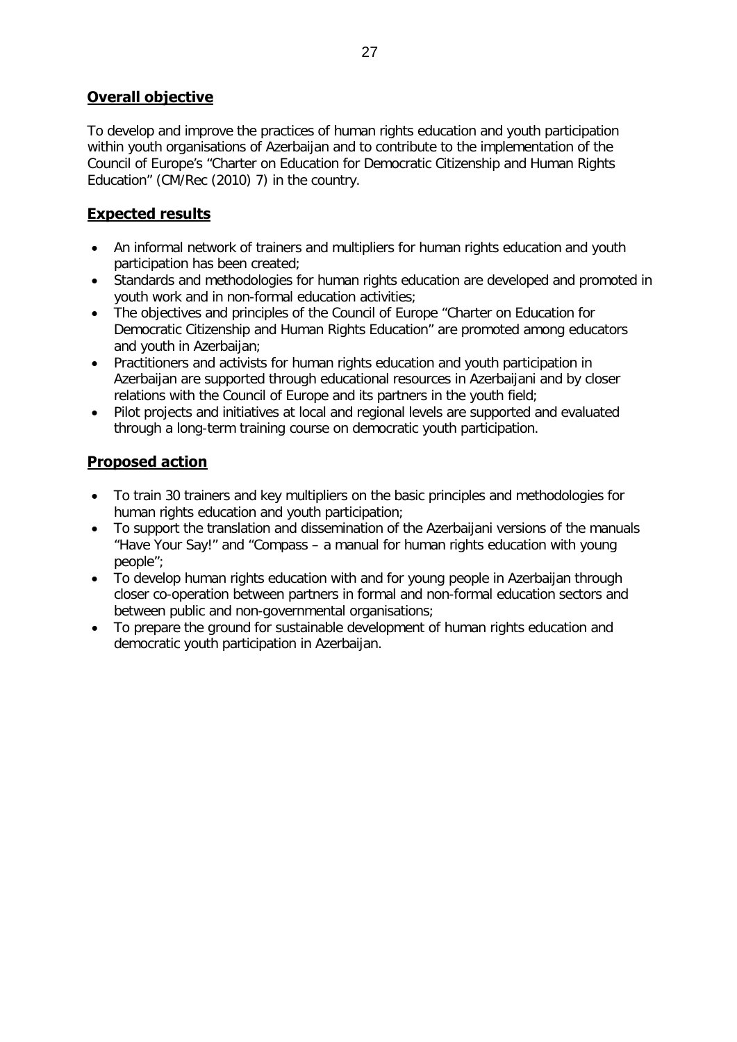## Overall objective

To develop and improve the practices of human rights education and youth participation within youth organisations of Azerbaijan and to contribute to the implementation of the Council of Europe's "Charter on Education for Democratic Citizenship and Human Rights Education" (CM/Rec (2010) 7) in the country.

## Expected results

- An informal network of trainers and multipliers for human rights education and youth participation has been created;
- Standards and methodologies for human rights education are developed and promoted in youth work and in non-formal education activities;
- The objectives and principles of the Council of Europe "Charter on Education for Democratic Citizenship and Human Rights Education" are promoted among educators and youth in Azerbaijan;
- Practitioners and activists for human rights education and youth participation in Azerbaijan are supported through educational resources in Azerbaijani and by closer relations with the Council of Europe and its partners in the youth field;
- Pilot projects and initiatives at local and regional levels are supported and evaluated through a long-term training course on democratic youth participation.

## Proposed action

- To train 30 trainers and key multipliers on the basic principles and methodologies for human rights education and youth participation;
- To support the translation and dissemination of the Azerbaijani versions of the manuals "Have Your Say!" and "Compass – a manual for human rights education with young people";
- To develop human rights education with and for young people in Azerbaijan through closer co-operation between partners in formal and non-formal education sectors and between public and non-governmental organisations;
- To prepare the ground for sustainable development of human rights education and democratic youth participation in Azerbaijan.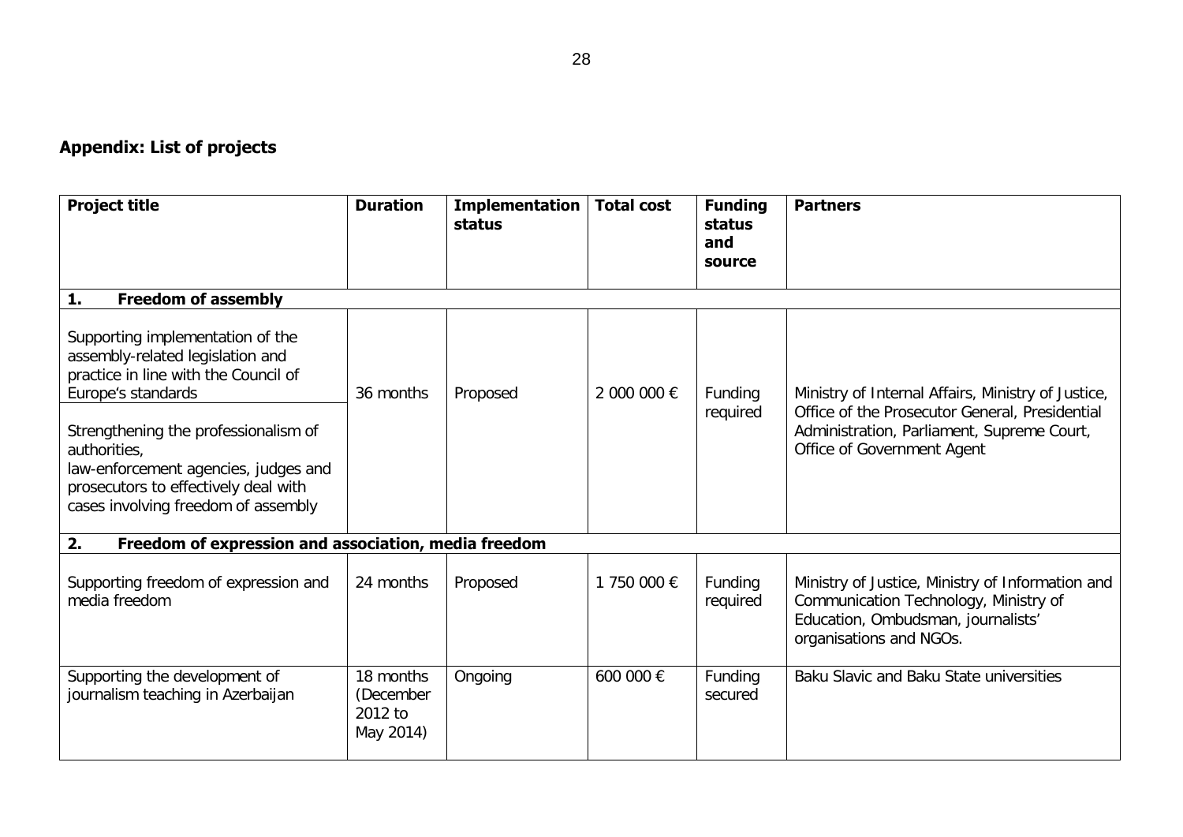## Appendix: List of projects

| Project title | Duration | Implementation status | Total cost | Funding status and source | Partners |
|---|---|---|---|---|---|
| **1. Freedom of assembly** | | | | | |
| Supporting implementation of the assembly-related legislation and practice in line with the Council of Europe's standards<br><br>Strengthening the professionalism of authorities, law-enforcement agencies, judges and prosecutors to effectively deal with cases involving freedom of assembly | 36 months | Proposed | 2 000 000 € | Funding required | Ministry of Internal Affairs, Ministry of Justice, Office of the Prosecutor General, Presidential Administration, Parliament, Supreme Court, Office of Government Agent |
| **2. Freedom of expression and association, media freedom** | | | | | |
| Supporting freedom of expression and media freedom | 24 months | Proposed | 1 750 000 € | Funding required | Ministry of Justice, Ministry of Information and Communication Technology, Ministry of Education, Ombudsman, journalists' organisations and NGOs. |
| Supporting the development of journalism teaching in Azerbaijan | 18 months (December 2012 to May 2014) | Ongoing | 600 000 € | Funding secured | Baku Slavic and Baku State universities |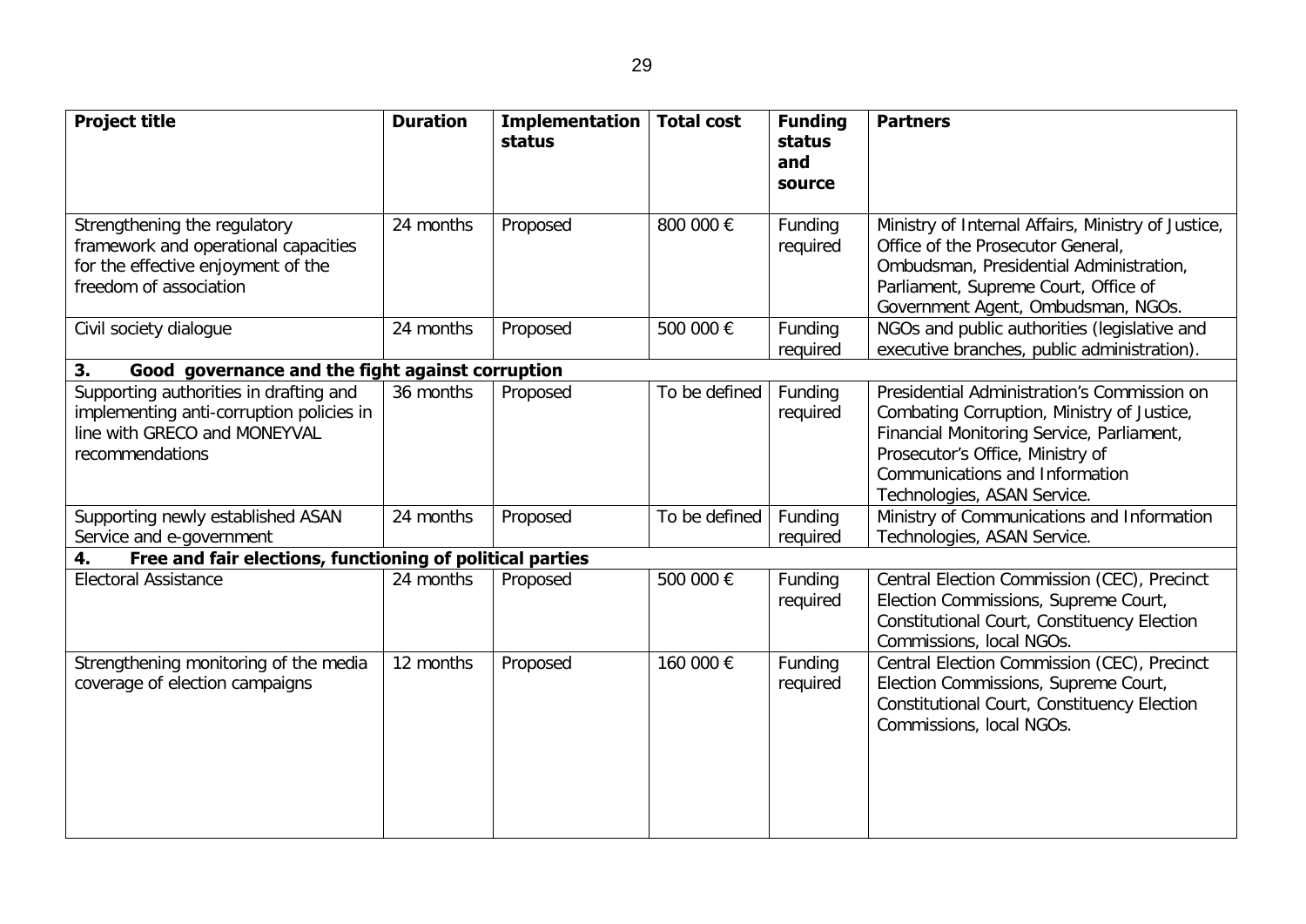| **Project title** | **Duration** | **Implementation status** | **Total cost** | **Funding status and source** | **Partners** |
|---|---|---|---|---|---|
| Strengthening the regulatory framework and operational capacities for the effective enjoyment of the freedom of association | 24 months | Proposed | 800 000 € | Funding required | Ministry of Internal Affairs, Ministry of Justice, Office of the Prosecutor General, Ombudsman, Presidential Administration, Parliament, Supreme Court, Office of Government Agent, Ombudsman, NGOs. |
| Civil society dialogue | 24 months | Proposed | 500 000 € | Funding required | NGOs and public authorities (legislative and executive branches, public administration). |
| **3. Good governance and the fight against corruption** | | | | | |
| Supporting authorities in drafting and implementing anti-corruption policies in line with GRECO and MONEYVAL recommendations | 36 months | Proposed | To be defined | Funding required | Presidential Administration's Commission on Combating Corruption, Ministry of Justice, Financial Monitoring Service, Parliament, Prosecutor's Office, Ministry of Communications and Information Technologies, ASAN Service. |
| Supporting newly established ASAN Service and e-government | 24 months | Proposed | To be defined | Funding required | Ministry of Communications and Information Technologies, ASAN Service. |
| **4. Free and fair elections, functioning of political parties** | | | | | |
| Electoral Assistance | 24 months | Proposed | 500 000 € | Funding required | Central Election Commission (CEC), Precinct Election Commissions, Supreme Court, Constitutional Court, Constituency Election Commissions, local NGOs. |
| Strengthening monitoring of the media coverage of election campaigns | 12 months | Proposed | 160 000 € | Funding required | Central Election Commission (CEC), Precinct Election Commissions, Supreme Court, Constitutional Court, Constituency Election Commissions, local NGOs. |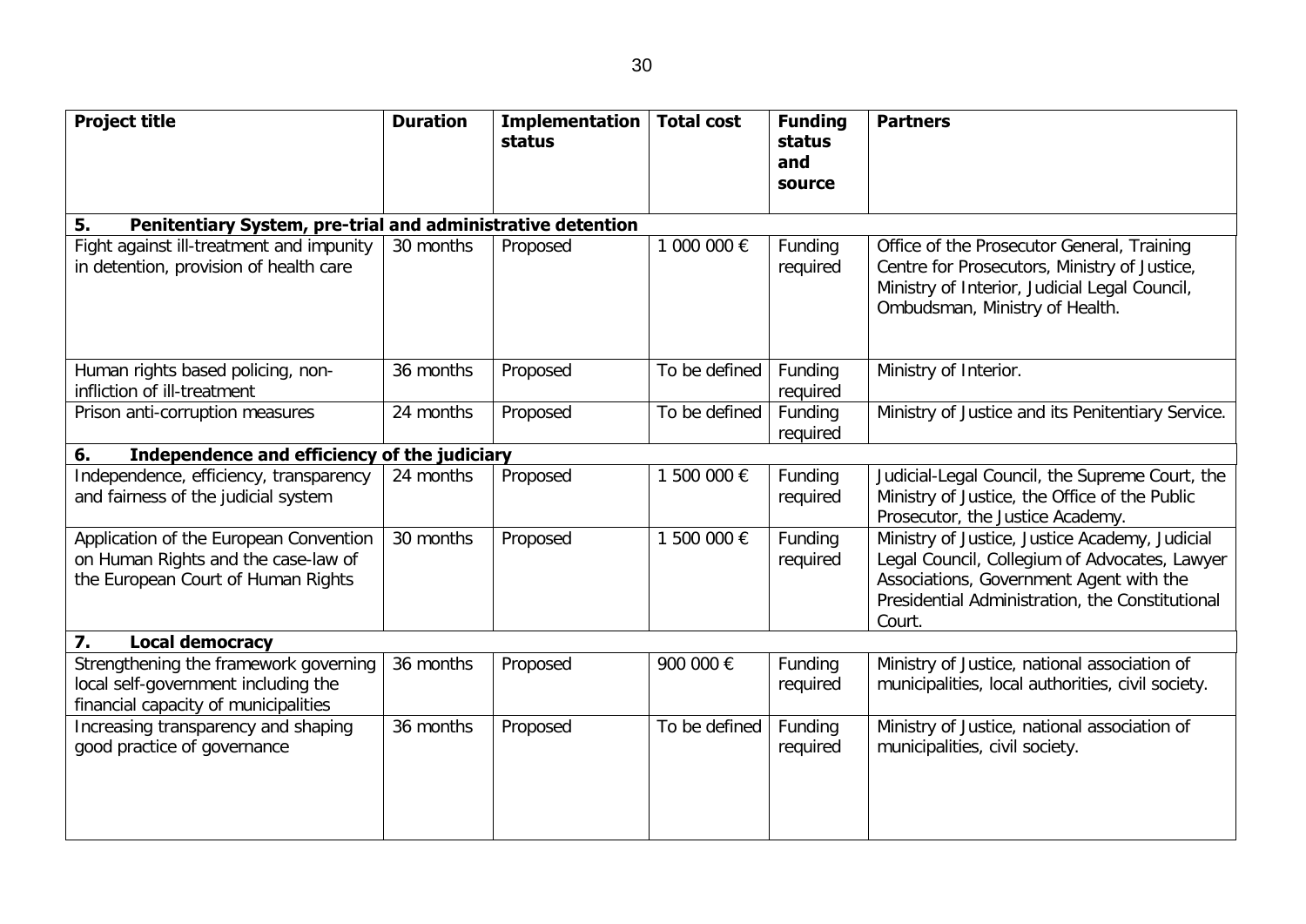| Project title | Duration | Implementation status | Total cost | Funding status and source | Partners |
|---|---|---|---|---|---|
| **5. Penitentiary System, pre-trial and administrative detention** | | | | | |
| Fight against ill-treatment and impunity in detention, provision of health care | 30 months | Proposed | 1 000 000 € | Funding required | Office of the Prosecutor General, Training Centre for Prosecutors, Ministry of Justice, Ministry of Interior, Judicial Legal Council, Ombudsman, Ministry of Health. |
| Human rights based policing, non-infliction of ill-treatment | 36 months | Proposed | To be defined | Funding required | Ministry of Interior. |
| Prison anti-corruption measures | 24 months | Proposed | To be defined | Funding required | Ministry of Justice and its Penitentiary Service. |
| **6. Independence and efficiency of the judiciary** | | | | | |
| Independence, efficiency, transparency and fairness of the judicial system | 24 months | Proposed | 1 500 000 € | Funding required | Judicial-Legal Council, the Supreme Court, the Ministry of Justice, the Office of the Public Prosecutor, the Justice Academy. |
| Application of the European Convention on Human Rights and the case-law of the European Court of Human Rights | 30 months | Proposed | 1 500 000 € | Funding required | Ministry of Justice, Justice Academy, Judicial Legal Council, Collegium of Advocates, Lawyer Associations, Government Agent with the Presidential Administration, the Constitutional Court. |
| **7. Local democracy** | | | | | |
| Strengthening the framework governing local self-government including the financial capacity of municipalities | 36 months | Proposed | 900 000 € | Funding required | Ministry of Justice, national association of municipalities, local authorities, civil society. |
| Increasing transparency and shaping good practice of governance | 36 months | Proposed | To be defined | Funding required | Ministry of Justice, national association of municipalities, civil society. |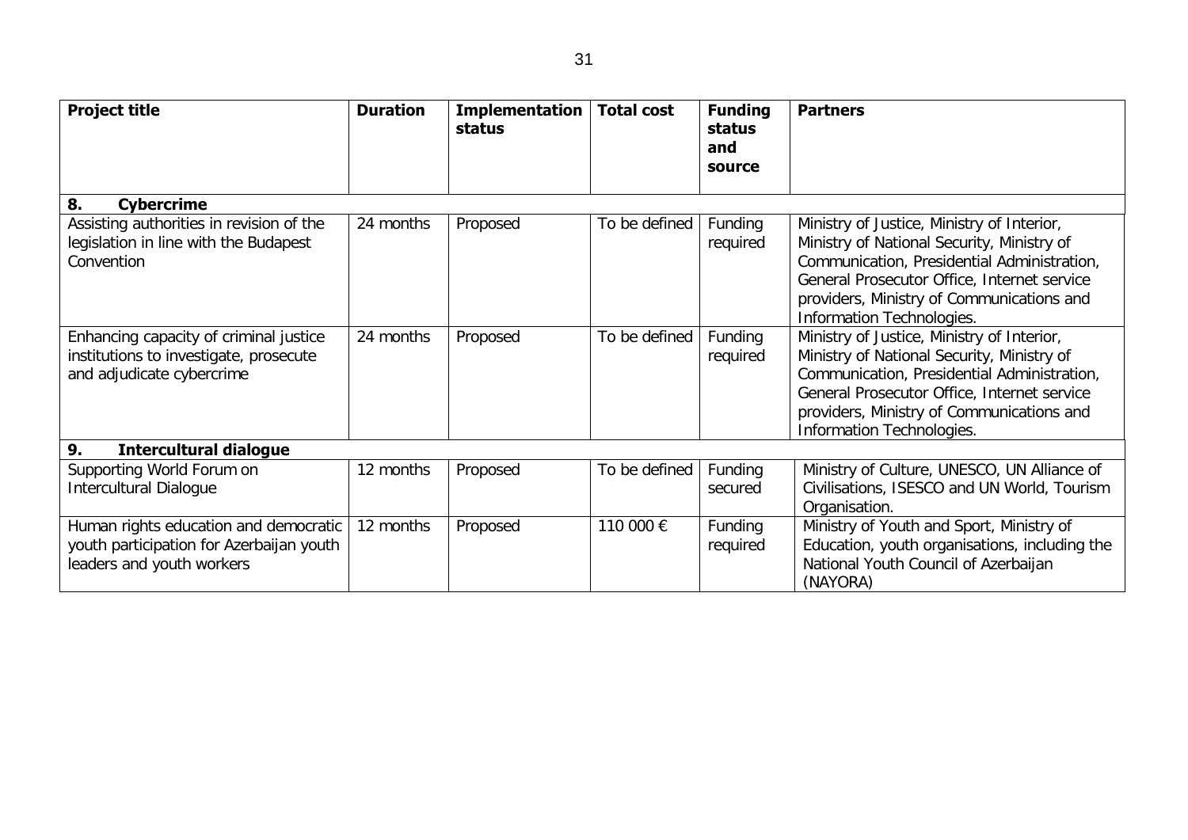| **Project title** | **Duration** | **Implementation status** | **Total cost** | **Funding status and source** | **Partners** |
|---|---|---|---|---|---|
| **8. Cybercrime** | | | | | |
| Assisting authorities in revision of the legislation in line with the Budapest Convention | 24 months | Proposed | To be defined | Funding required | Ministry of Justice, Ministry of Interior, Ministry of National Security, Ministry of Communication, Presidential Administration, General Prosecutor Office, Internet service providers, Ministry of Communications and Information Technologies. |
| Enhancing capacity of criminal justice institutions to investigate, prosecute and adjudicate cybercrime | 24 months | Proposed | To be defined | Funding required | Ministry of Justice, Ministry of Interior, Ministry of National Security, Ministry of Communication, Presidential Administration, General Prosecutor Office, Internet service providers, Ministry of Communications and Information Technologies. |
| **9. Intercultural dialogue** | | | | | |
| Supporting World Forum on Intercultural Dialogue | 12 months | Proposed | To be defined | Funding secured | Ministry of Culture, UNESCO, UN Alliance of Civilisations, ISESCO and UN World, Tourism Organisation. |
| Human rights education and democratic youth participation for Azerbaijan youth leaders and youth workers | 12 months | Proposed | 110 000 € | Funding required | Ministry of Youth and Sport, Ministry of Education, youth organisations, including the National Youth Council of Azerbaijan (NAYORA) |